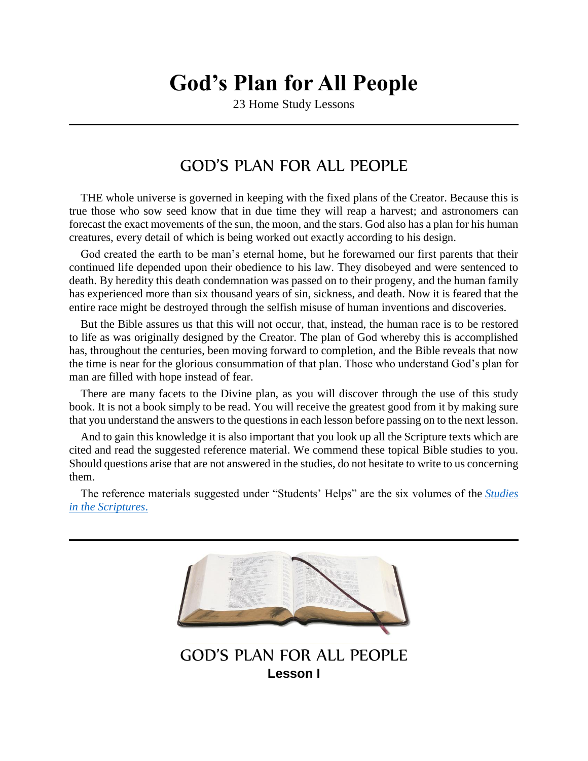# God's Plan for All People

23 Home Study Lessons

---

## GOD'S PLAN FOR ALL PEOPLE

THE whole universe is governed in keeping with the fixed plans of the Creator. Because this is true those who sow seed know that in due time they will reap a harvest; and astronomers can forecast the exact movements of the sun, the moon, and the stars. God also has a plan for his human creatures, every detail of which is being worked out exactly according to his design.

God created the earth to be man's eternal home, but he forewarned our first parents that their continued life depended upon their obedience to his law. They disobeyed and were sentenced to death. By heredity this death condemnation was passed on to their progeny, and the human family has experienced more than six thousand years of sin, sickness, and death. Now it is feared that the entire race might be destroyed through the selfish misuse of human inventions and discoveries.

But the Bible assures us that this will not occur, that, instead, the human race is to be restored to life as was originally designed by the Creator. The plan of God whereby this is accomplished has, throughout the centuries, been moving forward to completion, and the Bible reveals that now the time is near for the glorious consummation of that plan. Those who understand God's plan for man are filled with hope instead of fear.

There are many facets to the Divine plan, as you will discover through the use of this study book. It is not a book simply to be read. You will receive the greatest good from it by making sure that you understand the answers to the questions in each lesson before passing on to the next lesson.

And to gain this knowledge it is also important that you look up all the Scripture texts which are cited and read the suggested reference material. We commend these topical Bible studies to you. Should questions arise that are not answered in the studies, do not hesitate to write to us concerning them.

The reference materials suggested under "Students' Helps" are the six volumes of the *Studies in the Scriptures*.

---

## GOD'S PLAN FOR ALL PEOPLE

**Lesson I**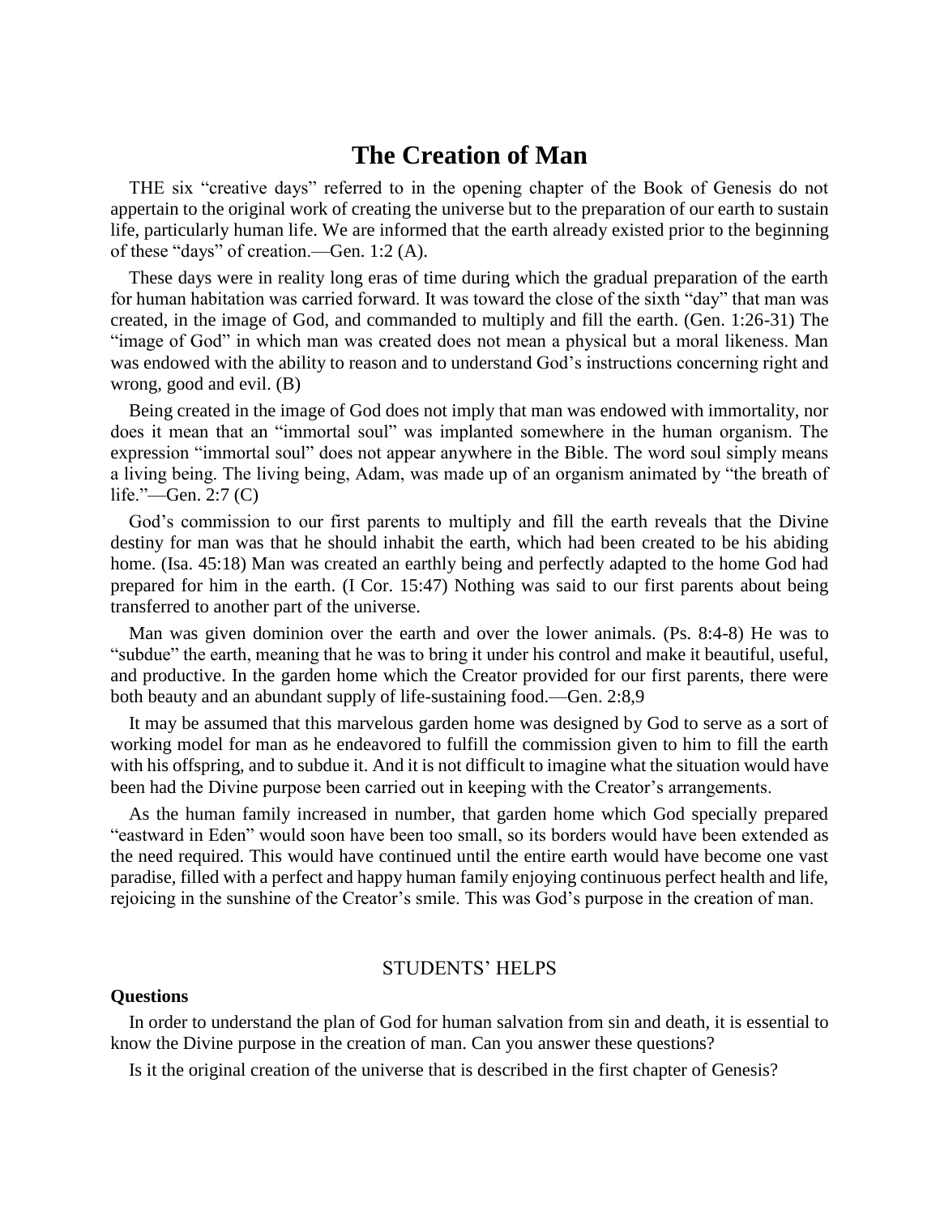# The Creation of Man

THE six "creative days" referred to in the opening chapter of the Book of Genesis do not appertain to the original work of creating the universe but to the preparation of our earth to sustain life, particularly human life. We are informed that the earth already existed prior to the beginning of these "days" of creation.—Gen. 1:2 (A).

These days were in reality long eras of time during which the gradual preparation of the earth for human habitation was carried forward. It was toward the close of the sixth "day" that man was created, in the image of God, and commanded to multiply and fill the earth. (Gen. 1:26-31) The "image of God" in which man was created does not mean a physical but a moral likeness. Man was endowed with the ability to reason and to understand God's instructions concerning right and wrong, good and evil. (B)

Being created in the image of God does not imply that man was endowed with immortality, nor does it mean that an "immortal soul" was implanted somewhere in the human organism. The expression "immortal soul" does not appear anywhere in the Bible. The word soul simply means a living being. The living being, Adam, was made up of an organism animated by "the breath of life."—Gen. 2:7 (C)

God's commission to our first parents to multiply and fill the earth reveals that the Divine destiny for man was that he should inhabit the earth, which had been created to be his abiding home. (Isa. 45:18) Man was created an earthly being and perfectly adapted to the home God had prepared for him in the earth. (I Cor. 15:47) Nothing was said to our first parents about being transferred to another part of the universe.

Man was given dominion over the earth and over the lower animals. (Ps. 8:4-8) He was to "subdue" the earth, meaning that he was to bring it under his control and make it beautiful, useful, and productive. In the garden home which the Creator provided for our first parents, there were both beauty and an abundant supply of life-sustaining food.—Gen. 2:8,9

It may be assumed that this marvelous garden home was designed by God to serve as a sort of working model for man as he endeavored to fulfill the commission given to him to fill the earth with his offspring, and to subdue it. And it is not difficult to imagine what the situation would have been had the Divine purpose been carried out in keeping with the Creator's arrangements.

As the human family increased in number, that garden home which God specially prepared "eastward in Eden" would soon have been too small, so its borders would have been extended as the need required. This would have continued until the entire earth would have become one vast paradise, filled with a perfect and happy human family enjoying continuous perfect health and life, rejoicing in the sunshine of the Creator's smile. This was God's purpose in the creation of man.

## STUDENTS' HELPS

**Questions**

In order to understand the plan of God for human salvation from sin and death, it is essential to know the Divine purpose in the creation of man. Can you answer these questions?

Is it the original creation of the universe that is described in the first chapter of Genesis?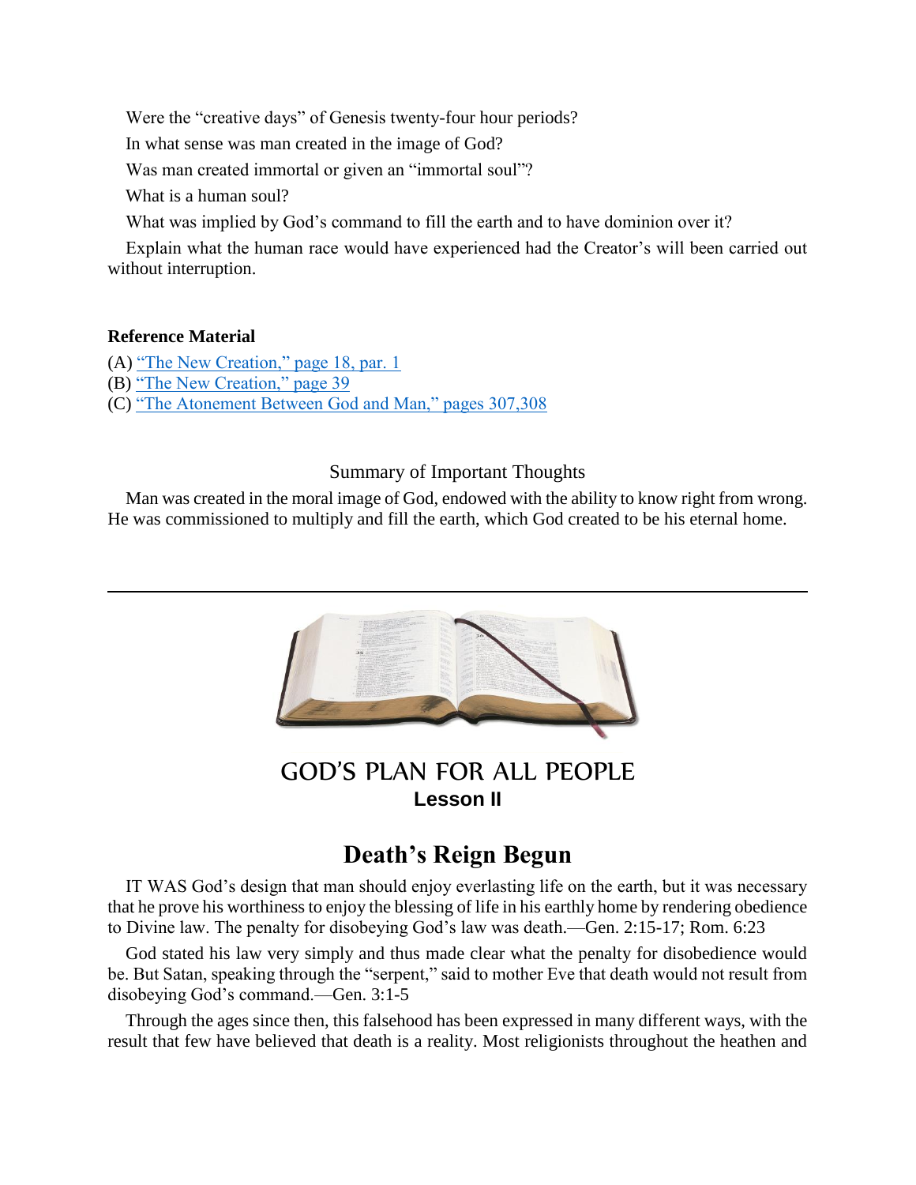Were the "creative days" of Genesis twenty-four hour periods?

In what sense was man created in the image of God?

Was man created immortal or given an "immortal soul"?

What is a human soul?

What was implied by God's command to fill the earth and to have dominion over it?

Explain what the human race would have experienced had the Creator's will been carried out without interruption.

**Reference Material**

(A) "The New Creation," page 18, par. 1
(B) "The New Creation," page 39
(C) "The Atonement Between God and Man," pages 307,308

### Summary of Important Thoughts

Man was created in the moral image of God, endowed with the ability to know right from wrong. He was commissioned to multiply and fill the earth, which God created to be his eternal home.

---

## GOD'S PLAN FOR ALL PEOPLE

**Lesson II**

# Death's Reign Begun

IT WAS God's design that man should enjoy everlasting life on the earth, but it was necessary that he prove his worthiness to enjoy the blessing of life in his earthly home by rendering obedience to Divine law. The penalty for disobeying God's law was death.—Gen. 2:15-17; Rom. 6:23

God stated his law very simply and thus made clear what the penalty for disobedience would be. But Satan, speaking through the "serpent," said to mother Eve that death would not result from disobeying God's command.—Gen. 3:1-5

Through the ages since then, this falsehood has been expressed in many different ways, with the result that few have believed that death is a reality. Most religionists throughout the heathen and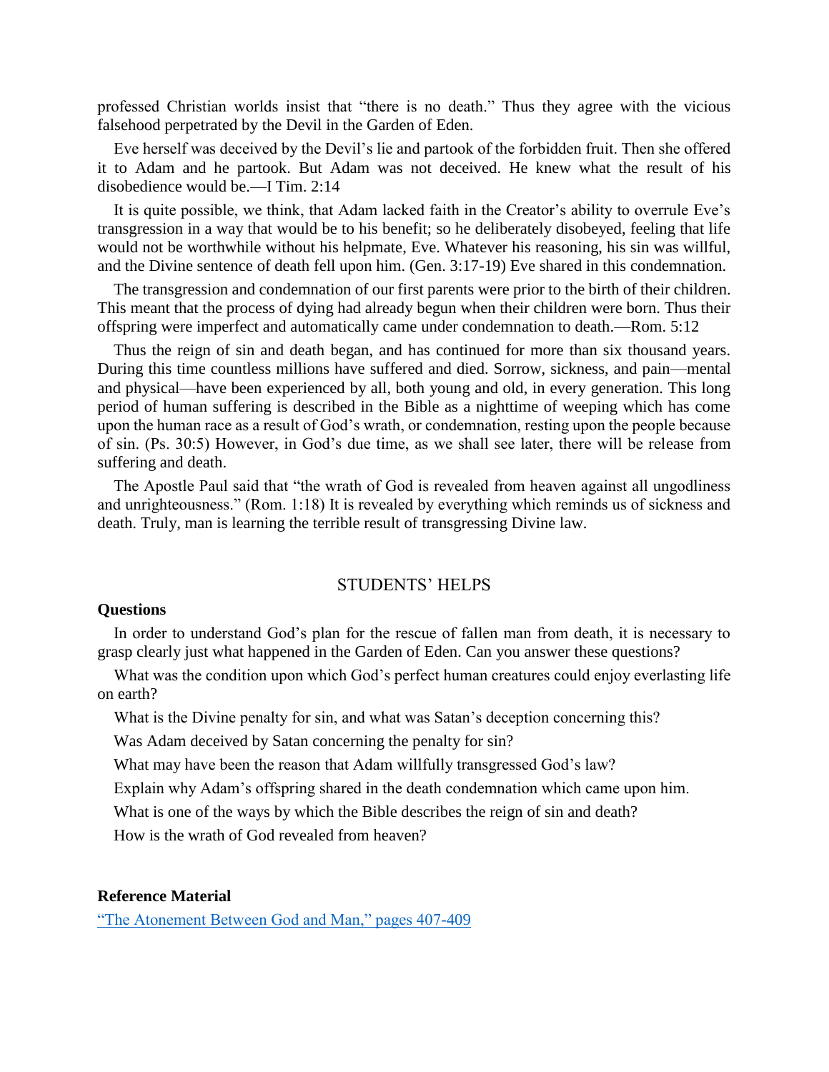professed Christian worlds insist that "there is no death." Thus they agree with the vicious falsehood perpetrated by the Devil in the Garden of Eden.

Eve herself was deceived by the Devil's lie and partook of the forbidden fruit. Then she offered it to Adam and he partook. But Adam was not deceived. He knew what the result of his disobedience would be.—I Tim. 2:14

It is quite possible, we think, that Adam lacked faith in the Creator's ability to overrule Eve's transgression in a way that would be to his benefit; so he deliberately disobeyed, feeling that life would not be worthwhile without his helpmate, Eve. Whatever his reasoning, his sin was willful, and the Divine sentence of death fell upon him. (Gen. 3:17-19) Eve shared in this condemnation.

The transgression and condemnation of our first parents were prior to the birth of their children. This meant that the process of dying had already begun when their children were born. Thus their offspring were imperfect and automatically came under condemnation to death.—Rom. 5:12

Thus the reign of sin and death began, and has continued for more than six thousand years. During this time countless millions have suffered and died. Sorrow, sickness, and pain—mental and physical—have been experienced by all, both young and old, in every generation. This long period of human suffering is described in the Bible as a nighttime of weeping which has come upon the human race as a result of God's wrath, or condemnation, resting upon the people because of sin. (Ps. 30:5) However, in God's due time, as we shall see later, there will be release from suffering and death.

The Apostle Paul said that "the wrath of God is revealed from heaven against all ungodliness and unrighteousness." (Rom. 1:18) It is revealed by everything which reminds us of sickness and death. Truly, man is learning the terrible result of transgressing Divine law.

## STUDENTS' HELPS

**Questions**

In order to understand God's plan for the rescue of fallen man from death, it is necessary to grasp clearly just what happened in the Garden of Eden. Can you answer these questions?

What was the condition upon which God's perfect human creatures could enjoy everlasting life on earth?

What is the Divine penalty for sin, and what was Satan's deception concerning this?

Was Adam deceived by Satan concerning the penalty for sin?

What may have been the reason that Adam willfully transgressed God's law?

Explain why Adam's offspring shared in the death condemnation which came upon him.

What is one of the ways by which the Bible describes the reign of sin and death?

How is the wrath of God revealed from heaven?

**Reference Material**

"The Atonement Between God and Man," pages 407-409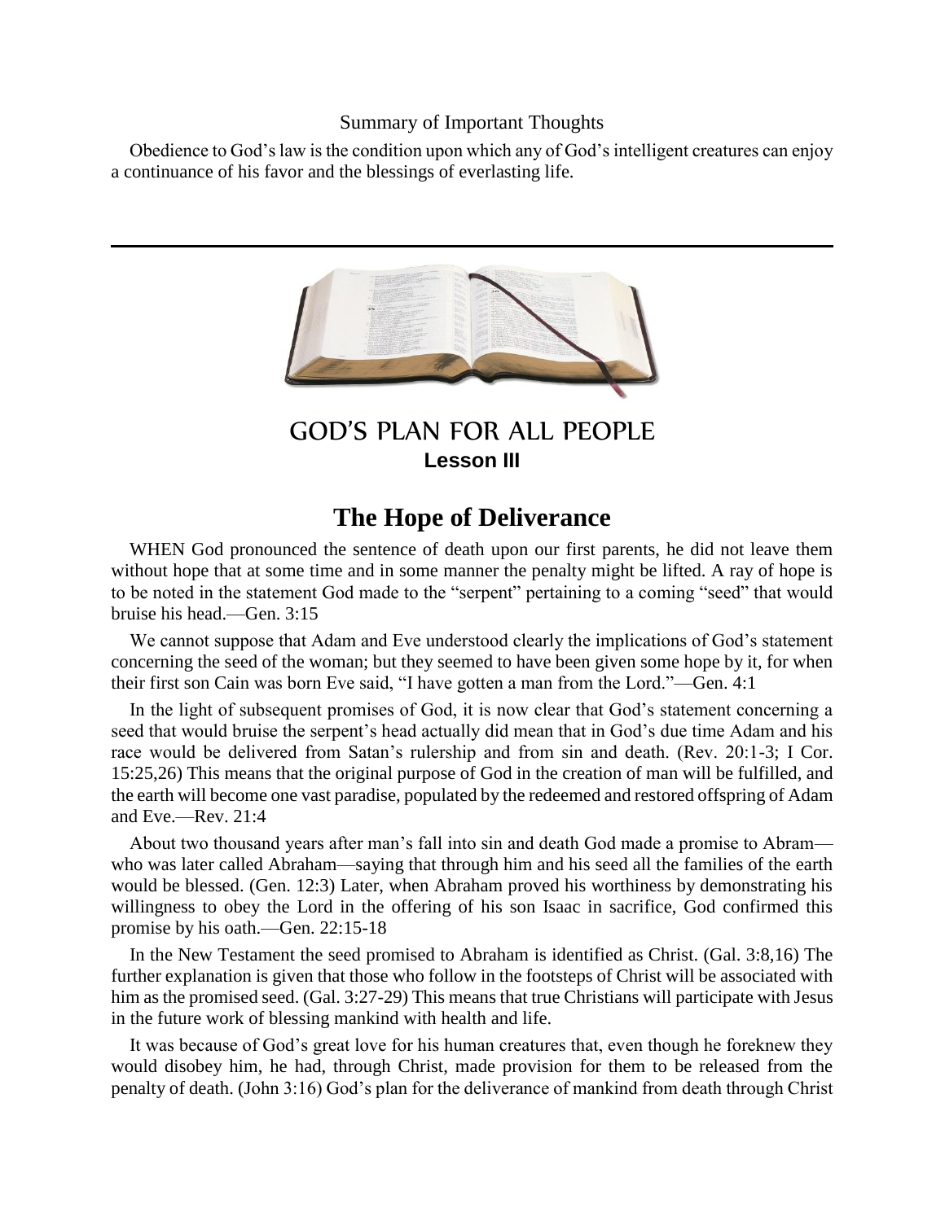Summary of Important Thoughts

Obedience to God's law is the condition upon which any of God's intelligent creatures can enjoy a continuance of his favor and the blessings of everlasting life.

---

# GOD'S PLAN FOR ALL PEOPLE

**Lesson III**

## The Hope of Deliverance

WHEN God pronounced the sentence of death upon our first parents, he did not leave them without hope that at some time and in some manner the penalty might be lifted. A ray of hope is to be noted in the statement God made to the "serpent" pertaining to a coming "seed" that would bruise his head.—Gen. 3:15

We cannot suppose that Adam and Eve understood clearly the implications of God's statement concerning the seed of the woman; but they seemed to have been given some hope by it, for when their first son Cain was born Eve said, "I have gotten a man from the Lord."—Gen. 4:1

In the light of subsequent promises of God, it is now clear that God's statement concerning a seed that would bruise the serpent's head actually did mean that in God's due time Adam and his race would be delivered from Satan's rulership and from sin and death. (Rev. 20:1-3; I Cor. 15:25,26) This means that the original purpose of God in the creation of man will be fulfilled, and the earth will become one vast paradise, populated by the redeemed and restored offspring of Adam and Eve.—Rev. 21:4

About two thousand years after man's fall into sin and death God made a promise to Abram—who was later called Abraham—saying that through him and his seed all the families of the earth would be blessed. (Gen. 12:3) Later, when Abraham proved his worthiness by demonstrating his willingness to obey the Lord in the offering of his son Isaac in sacrifice, God confirmed this promise by his oath.—Gen. 22:15-18

In the New Testament the seed promised to Abraham is identified as Christ. (Gal. 3:8,16) The further explanation is given that those who follow in the footsteps of Christ will be associated with him as the promised seed. (Gal. 3:27-29) This means that true Christians will participate with Jesus in the future work of blessing mankind with health and life.

It was because of God's great love for his human creatures that, even though he foreknew they would disobey him, he had, through Christ, made provision for them to be released from the penalty of death. (John 3:16) God's plan for the deliverance of mankind from death through Christ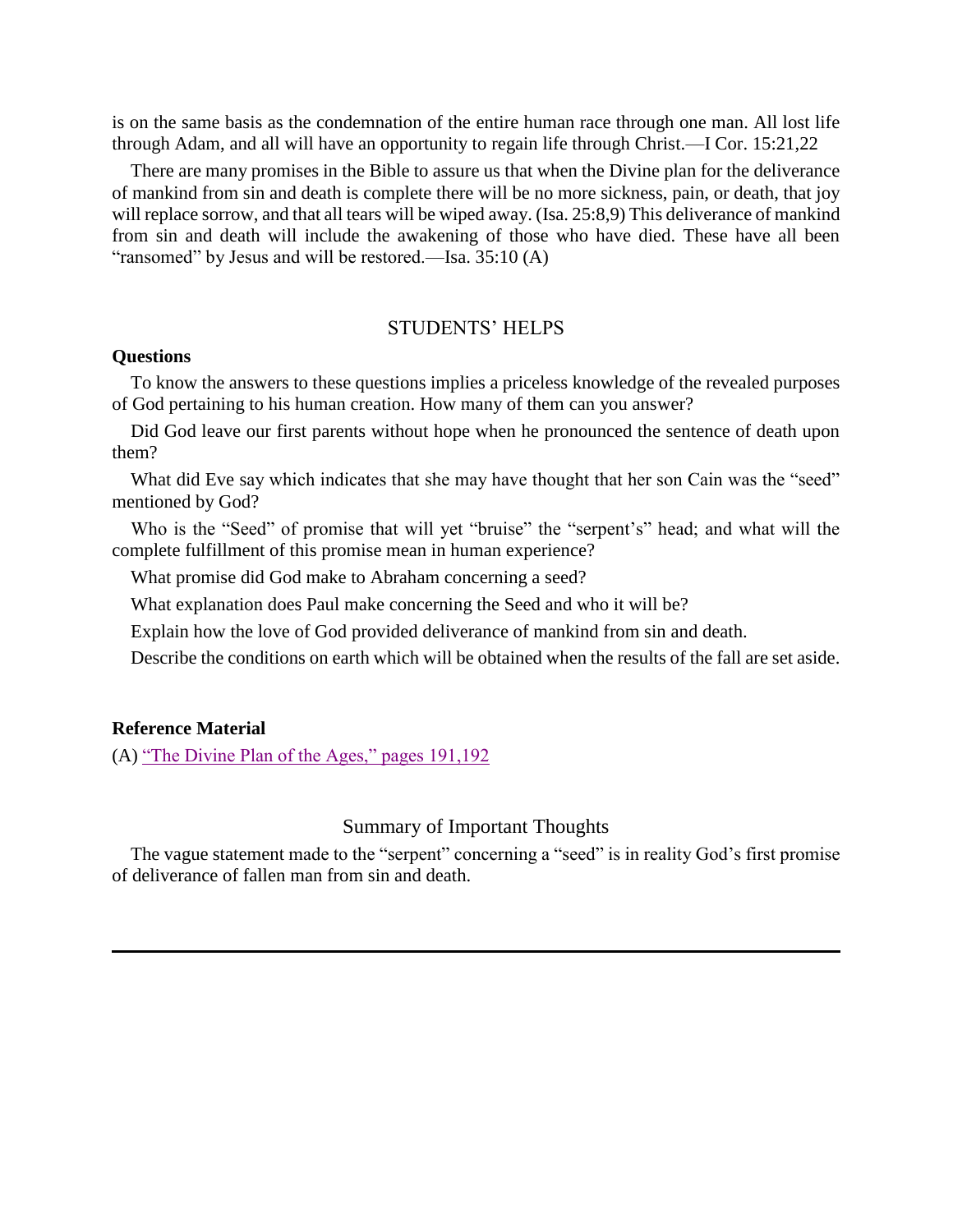is on the same basis as the condemnation of the entire human race through one man. All lost life through Adam, and all will have an opportunity to regain life through Christ.—I Cor. 15:21,22

There are many promises in the Bible to assure us that when the Divine plan for the deliverance of mankind from sin and death is complete there will be no more sickness, pain, or death, that joy will replace sorrow, and that all tears will be wiped away. (Isa. 25:8,9) This deliverance of mankind from sin and death will include the awakening of those who have died. These have all been "ransomed" by Jesus and will be restored.—Isa. 35:10 (A)

## STUDENTS' HELPS

**Questions**

To know the answers to these questions implies a priceless knowledge of the revealed purposes of God pertaining to his human creation. How many of them can you answer?

Did God leave our first parents without hope when he pronounced the sentence of death upon them?

What did Eve say which indicates that she may have thought that her son Cain was the "seed" mentioned by God?

Who is the "Seed" of promise that will yet "bruise" the "serpent's" head; and what will the complete fulfillment of this promise mean in human experience?

What promise did God make to Abraham concerning a seed?

What explanation does Paul make concerning the Seed and who it will be?

Explain how the love of God provided deliverance of mankind from sin and death.

Describe the conditions on earth which will be obtained when the results of the fall are set aside.

**Reference Material**

(A) "The Divine Plan of the Ages," pages 191,192

## Summary of Important Thoughts

The vague statement made to the "serpent" concerning a "seed" is in reality God's first promise of deliverance of fallen man from sin and death.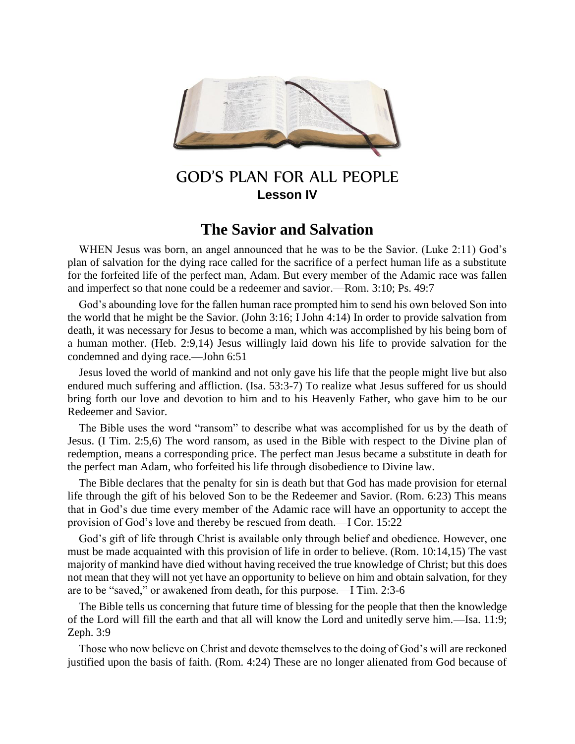# GOD'S PLAN FOR ALL PEOPLE

**Lesson IV**

## The Savior and Salvation

WHEN Jesus was born, an angel announced that he was to be the Savior. (Luke 2:11) God's plan of salvation for the dying race called for the sacrifice of a perfect human life as a substitute for the forfeited life of the perfect man, Adam. But every member of the Adamic race was fallen and imperfect so that none could be a redeemer and savior.—Rom. 3:10; Ps. 49:7

God's abounding love for the fallen human race prompted him to send his own beloved Son into the world that he might be the Savior. (John 3:16; I John 4:14) In order to provide salvation from death, it was necessary for Jesus to become a man, which was accomplished by his being born of a human mother. (Heb. 2:9,14) Jesus willingly laid down his life to provide salvation for the condemned and dying race.—John 6:51

Jesus loved the world of mankind and not only gave his life that the people might live but also endured much suffering and affliction. (Isa. 53:3-7) To realize what Jesus suffered for us should bring forth our love and devotion to him and to his Heavenly Father, who gave him to be our Redeemer and Savior.

The Bible uses the word "ransom" to describe what was accomplished for us by the death of Jesus. (I Tim. 2:5,6) The word ransom, as used in the Bible with respect to the Divine plan of redemption, means a corresponding price. The perfect man Jesus became a substitute in death for the perfect man Adam, who forfeited his life through disobedience to Divine law.

The Bible declares that the penalty for sin is death but that God has made provision for eternal life through the gift of his beloved Son to be the Redeemer and Savior. (Rom. 6:23) This means that in God's due time every member of the Adamic race will have an opportunity to accept the provision of God's love and thereby be rescued from death.—I Cor. 15:22

God's gift of life through Christ is available only through belief and obedience. However, one must be made acquainted with this provision of life in order to believe. (Rom. 10:14,15) The vast majority of mankind have died without having received the true knowledge of Christ; but this does not mean that they will not yet have an opportunity to believe on him and obtain salvation, for they are to be "saved," or awakened from death, for this purpose.—I Tim. 2:3-6

The Bible tells us concerning that future time of blessing for the people that then the knowledge of the Lord will fill the earth and that all will know the Lord and unitedly serve him.—Isa. 11:9; Zeph. 3:9

Those who now believe on Christ and devote themselves to the doing of God's will are reckoned justified upon the basis of faith. (Rom. 4:24) These are no longer alienated from God because of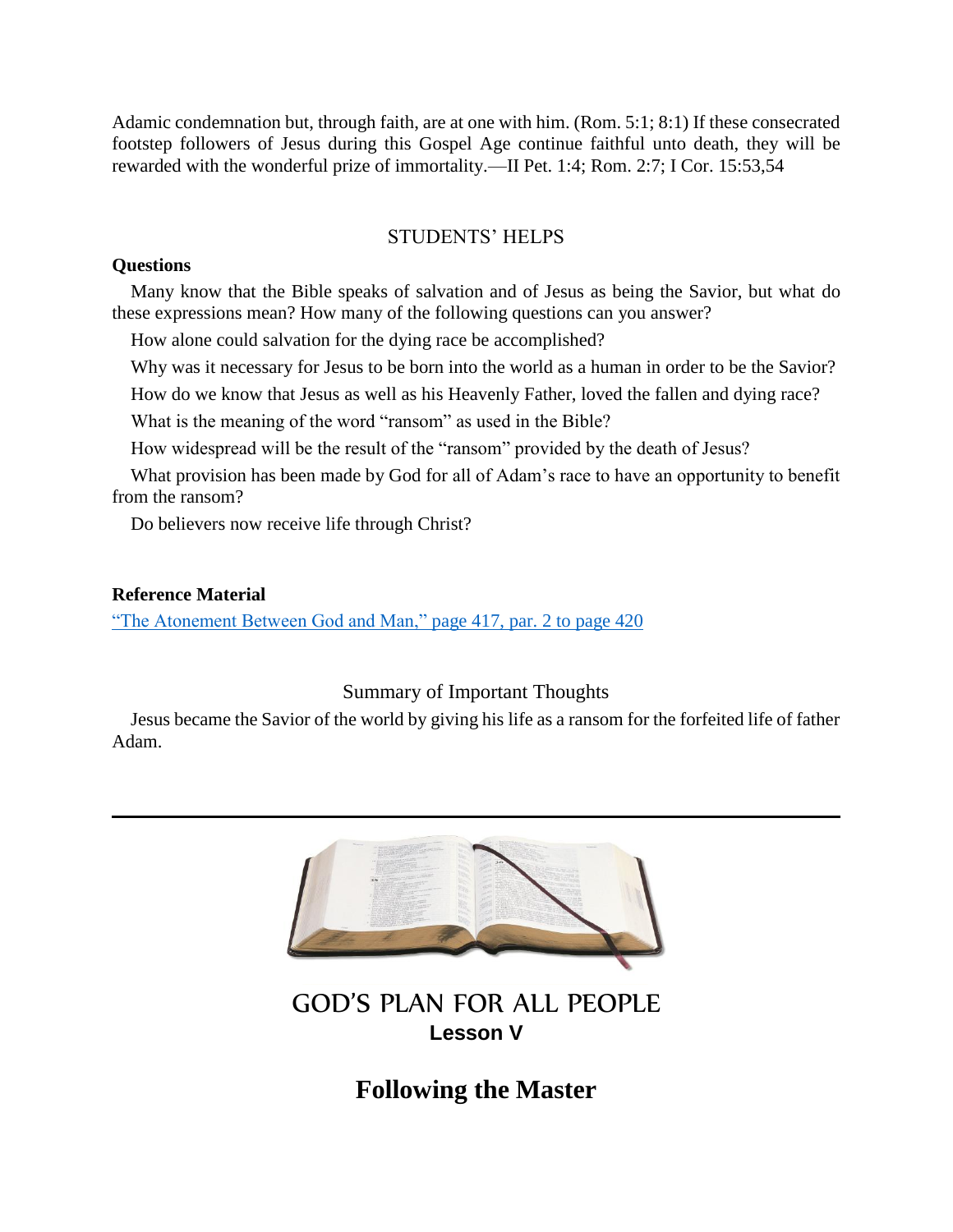Adamic condemnation but, through faith, are at one with him. (Rom. 5:1; 8:1) If these consecrated footstep followers of Jesus during this Gospel Age continue faithful unto death, they will be rewarded with the wonderful prize of immortality.—II Pet. 1:4; Rom. 2:7; I Cor. 15:53,54

## STUDENTS' HELPS

**Questions**

Many know that the Bible speaks of salvation and of Jesus as being the Savior, but what do these expressions mean? How many of the following questions can you answer?

How alone could salvation for the dying race be accomplished?

Why was it necessary for Jesus to be born into the world as a human in order to be the Savior?

How do we know that Jesus as well as his Heavenly Father, loved the fallen and dying race?

What is the meaning of the word "ransom" as used in the Bible?

How widespread will be the result of the "ransom" provided by the death of Jesus?

What provision has been made by God for all of Adam's race to have an opportunity to benefit from the ransom?

Do believers now receive life through Christ?

**Reference Material**

"The Atonement Between God and Man," page 417, par. 2 to page 420

### Summary of Important Thoughts

Jesus became the Savior of the world by giving his life as a ransom for the forfeited life of father Adam.

---

GOD'S PLAN FOR ALL PEOPLE

**Lesson V**

# Following the Master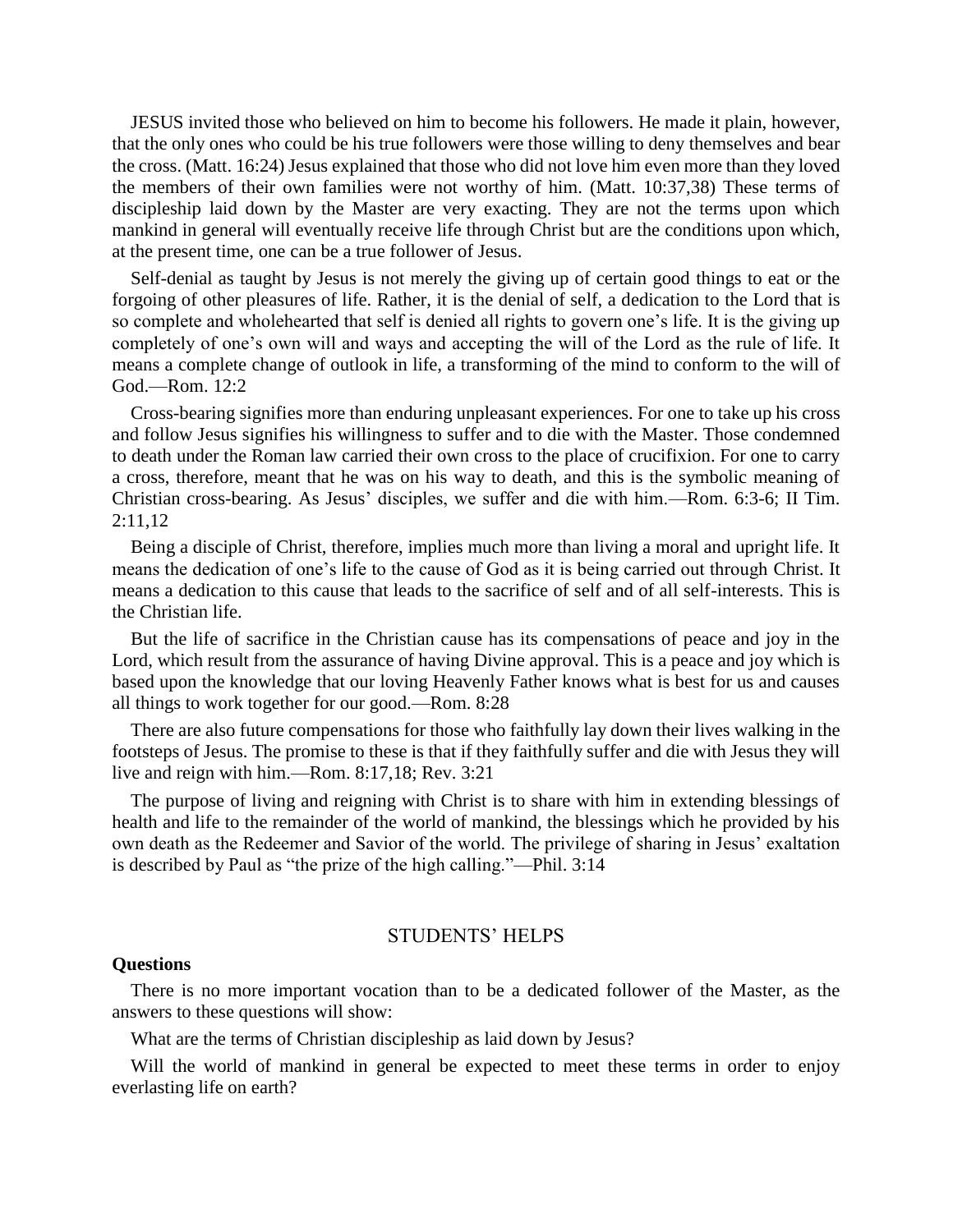JESUS invited those who believed on him to become his followers. He made it plain, however, that the only ones who could be his true followers were those willing to deny themselves and bear the cross. (Matt. 16:24) Jesus explained that those who did not love him even more than they loved the members of their own families were not worthy of him. (Matt. 10:37,38) These terms of discipleship laid down by the Master are very exacting. They are not the terms upon which mankind in general will eventually receive life through Christ but are the conditions upon which, at the present time, one can be a true follower of Jesus.

Self-denial as taught by Jesus is not merely the giving up of certain good things to eat or the forgoing of other pleasures of life. Rather, it is the denial of self, a dedication to the Lord that is so complete and wholehearted that self is denied all rights to govern one's life. It is the giving up completely of one's own will and ways and accepting the will of the Lord as the rule of life. It means a complete change of outlook in life, a transforming of the mind to conform to the will of God.—Rom. 12:2

Cross-bearing signifies more than enduring unpleasant experiences. For one to take up his cross and follow Jesus signifies his willingness to suffer and to die with the Master. Those condemned to death under the Roman law carried their own cross to the place of crucifixion. For one to carry a cross, therefore, meant that he was on his way to death, and this is the symbolic meaning of Christian cross-bearing. As Jesus' disciples, we suffer and die with him.—Rom. 6:3-6; II Tim. 2:11,12

Being a disciple of Christ, therefore, implies much more than living a moral and upright life. It means the dedication of one's life to the cause of God as it is being carried out through Christ. It means a dedication to this cause that leads to the sacrifice of self and of all self-interests. This is the Christian life.

But the life of sacrifice in the Christian cause has its compensations of peace and joy in the Lord, which result from the assurance of having Divine approval. This is a peace and joy which is based upon the knowledge that our loving Heavenly Father knows what is best for us and causes all things to work together for our good.—Rom. 8:28

There are also future compensations for those who faithfully lay down their lives walking in the footsteps of Jesus. The promise to these is that if they faithfully suffer and die with Jesus they will live and reign with him.—Rom. 8:17,18; Rev. 3:21

The purpose of living and reigning with Christ is to share with him in extending blessings of health and life to the remainder of the world of mankind, the blessings which he provided by his own death as the Redeemer and Savior of the world. The privilege of sharing in Jesus' exaltation is described by Paul as "the prize of the high calling."—Phil. 3:14

## STUDENTS' HELPS

**Questions**

There is no more important vocation than to be a dedicated follower of the Master, as the answers to these questions will show:

What are the terms of Christian discipleship as laid down by Jesus?

Will the world of mankind in general be expected to meet these terms in order to enjoy everlasting life on earth?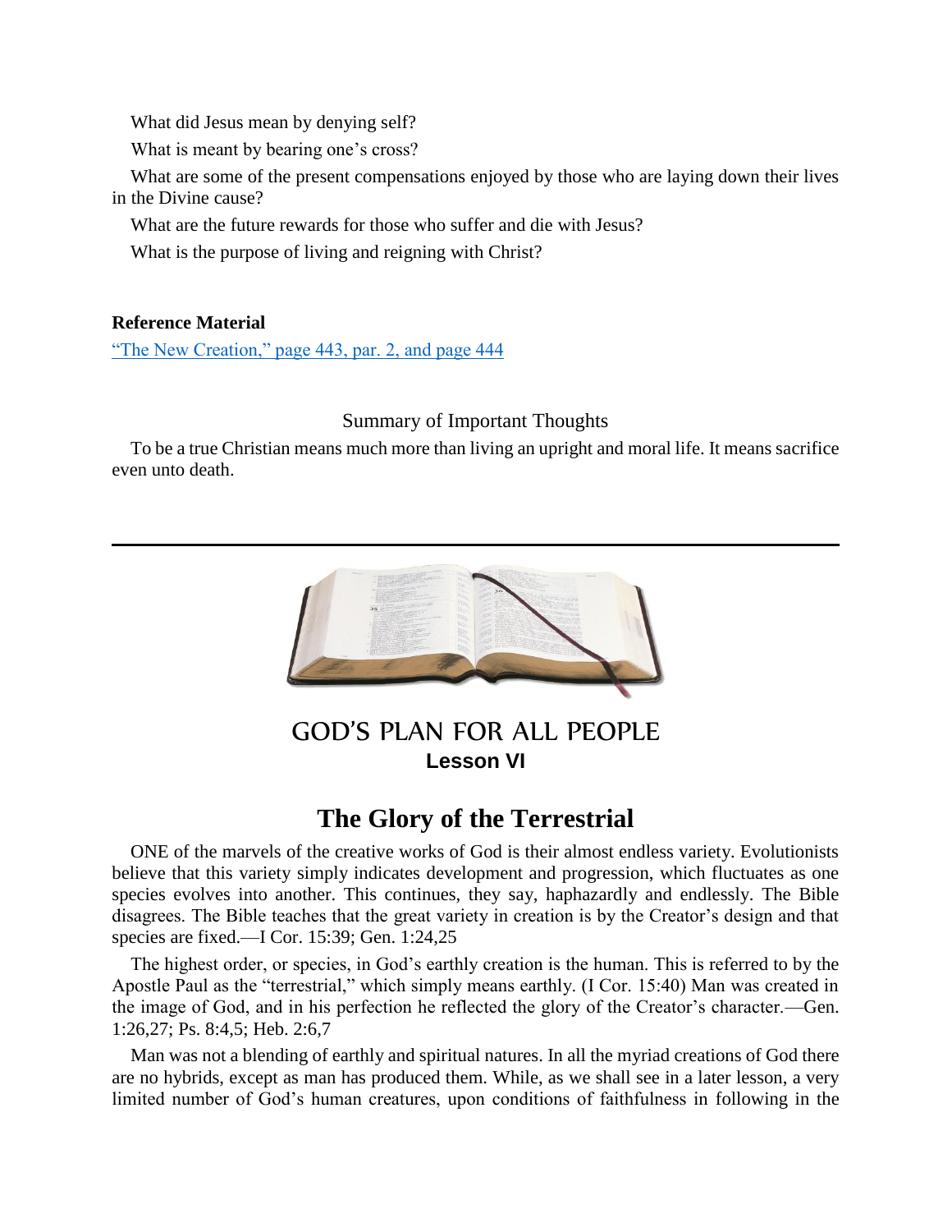What did Jesus mean by denying self?

What is meant by bearing one's cross?

What are some of the present compensations enjoyed by those who are laying down their lives in the Divine cause?

What are the future rewards for those who suffer and die with Jesus?

What is the purpose of living and reigning with Christ?

**Reference Material**

"The New Creation," page 443, par. 2, and page 444

Summary of Important Thoughts

To be a true Christian means much more than living an upright and moral life. It means sacrifice even unto death.

---

GOD'S PLAN FOR ALL PEOPLE

**Lesson VI**

# The Glory of the Terrestrial

ONE of the marvels of the creative works of God is their almost endless variety. Evolutionists believe that this variety simply indicates development and progression, which fluctuates as one species evolves into another. This continues, they say, haphazardly and endlessly. The Bible disagrees. The Bible teaches that the great variety in creation is by the Creator's design and that species are fixed.—I Cor. 15:39; Gen. 1:24,25

The highest order, or species, in God's earthly creation is the human. This is referred to by the Apostle Paul as the "terrestrial," which simply means earthly. (I Cor. 15:40) Man was created in the image of God, and in his perfection he reflected the glory of the Creator's character.—Gen. 1:26,27; Ps. 8:4,5; Heb. 2:6,7

Man was not a blending of earthly and spiritual natures. In all the myriad creations of God there are no hybrids, except as man has produced them. While, as we shall see in a later lesson, a very limited number of God's human creatures, upon conditions of faithfulness in following in the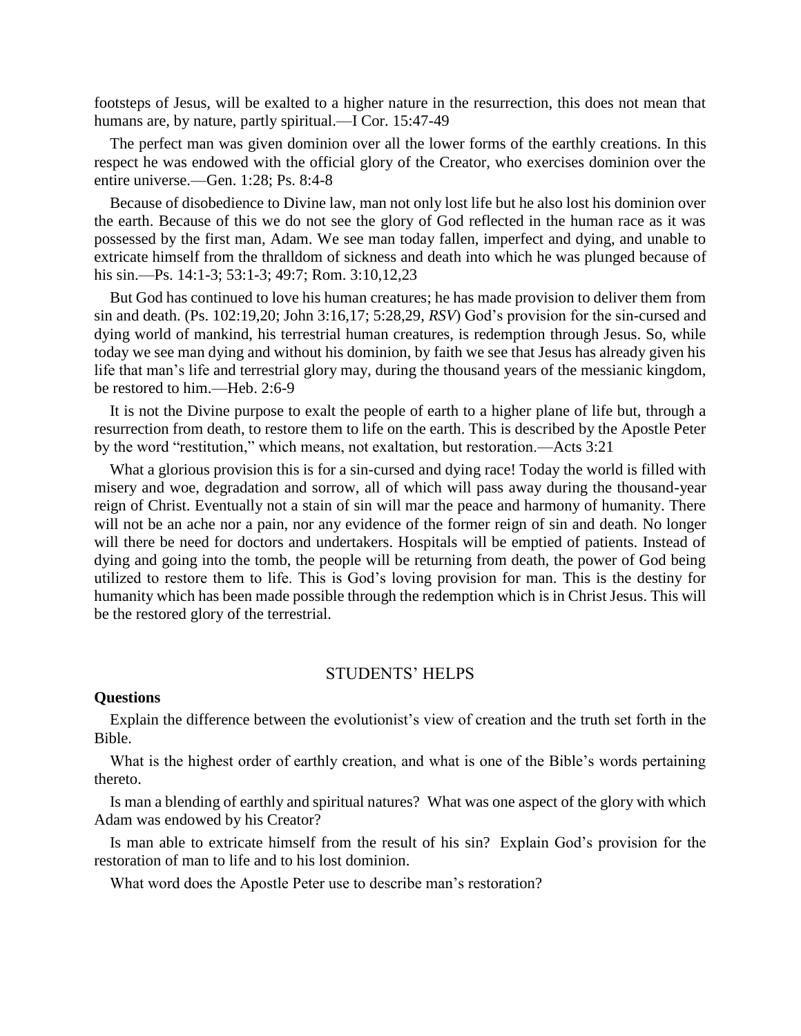footsteps of Jesus, will be exalted to a higher nature in the resurrection, this does not mean that humans are, by nature, partly spiritual.—I Cor. 15:47-49

The perfect man was given dominion over all the lower forms of the earthly creations. In this respect he was endowed with the official glory of the Creator, who exercises dominion over the entire universe.—Gen. 1:28; Ps. 8:4-8

Because of disobedience to Divine law, man not only lost life but he also lost his dominion over the earth. Because of this we do not see the glory of God reflected in the human race as it was possessed by the first man, Adam. We see man today fallen, imperfect and dying, and unable to extricate himself from the thralldom of sickness and death into which he was plunged because of his sin.—Ps. 14:1-3; 53:1-3; 49:7; Rom. 3:10,12,23

But God has continued to love his human creatures; he has made provision to deliver them from sin and death. (Ps. 102:19,20; John 3:16,17; 5:28,29, *RSV*) God's provision for the sin-cursed and dying world of mankind, his terrestrial human creatures, is redemption through Jesus. So, while today we see man dying and without his dominion, by faith we see that Jesus has already given his life that man's life and terrestrial glory may, during the thousand years of the messianic kingdom, be restored to him.—Heb. 2:6-9

It is not the Divine purpose to exalt the people of earth to a higher plane of life but, through a resurrection from death, to restore them to life on the earth. This is described by the Apostle Peter by the word "restitution," which means, not exaltation, but restoration.—Acts 3:21

What a glorious provision this is for a sin-cursed and dying race! Today the world is filled with misery and woe, degradation and sorrow, all of which will pass away during the thousand-year reign of Christ. Eventually not a stain of sin will mar the peace and harmony of humanity. There will not be an ache nor a pain, nor any evidence of the former reign of sin and death. No longer will there be need for doctors and undertakers. Hospitals will be emptied of patients. Instead of dying and going into the tomb, the people will be returning from death, the power of God being utilized to restore them to life. This is God's loving provision for man. This is the destiny for humanity which has been made possible through the redemption which is in Christ Jesus. This will be the restored glory of the terrestrial.

## STUDENTS' HELPS

**Questions**

Explain the difference between the evolutionist's view of creation and the truth set forth in the Bible.

What is the highest order of earthly creation, and what is one of the Bible's words pertaining thereto.

Is man a blending of earthly and spiritual natures? What was one aspect of the glory with which Adam was endowed by his Creator?

Is man able to extricate himself from the result of his sin? Explain God's provision for the restoration of man to life and to his lost dominion.

What word does the Apostle Peter use to describe man's restoration?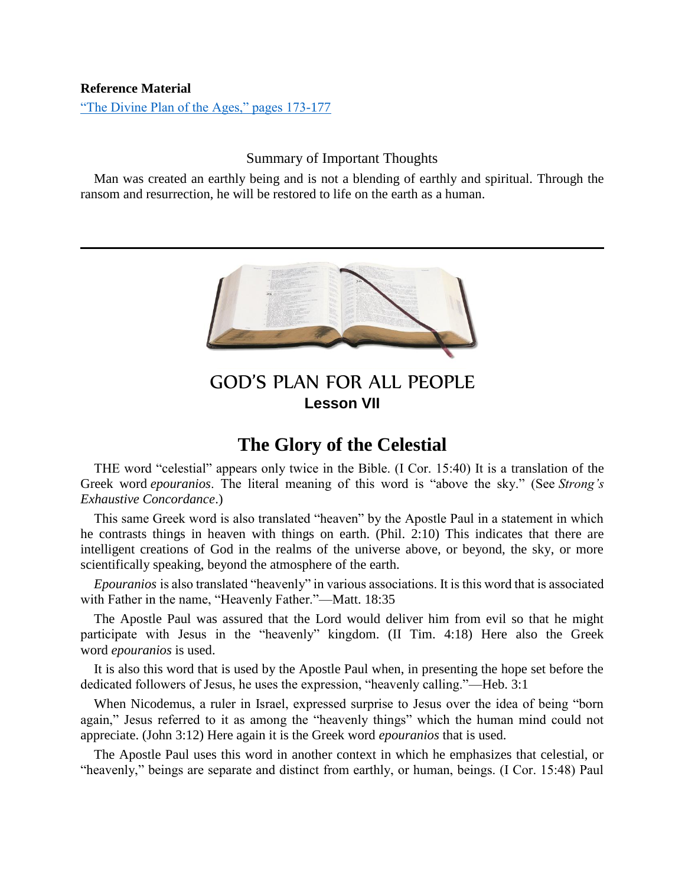**Reference Material**

"The Divine Plan of the Ages," pages 173-177

Summary of Important Thoughts

Man was created an earthly being and is not a blending of earthly and spiritual. Through the ransom and resurrection, he will be restored to life on the earth as a human.

---

GOD'S PLAN FOR ALL PEOPLE

**Lesson VII**

# The Glory of the Celestial

THE word "celestial" appears only twice in the Bible. (I Cor. 15:40) It is a translation of the Greek word *epouranios*. The literal meaning of this word is "above the sky." (See *Strong's Exhaustive Concordance*.)

This same Greek word is also translated "heaven" by the Apostle Paul in a statement in which he contrasts things in heaven with things on earth. (Phil. 2:10) This indicates that there are intelligent creations of God in the realms of the universe above, or beyond, the sky, or more scientifically speaking, beyond the atmosphere of the earth.

*Epouranios* is also translated "heavenly" in various associations. It is this word that is associated with Father in the name, "Heavenly Father."—Matt. 18:35

The Apostle Paul was assured that the Lord would deliver him from evil so that he might participate with Jesus in the "heavenly" kingdom. (II Tim. 4:18) Here also the Greek word *epouranios* is used.

It is also this word that is used by the Apostle Paul when, in presenting the hope set before the dedicated followers of Jesus, he uses the expression, "heavenly calling."—Heb. 3:1

When Nicodemus, a ruler in Israel, expressed surprise to Jesus over the idea of being "born again," Jesus referred to it as among the "heavenly things" which the human mind could not appreciate. (John 3:12) Here again it is the Greek word *epouranios* that is used.

The Apostle Paul uses this word in another context in which he emphasizes that celestial, or "heavenly," beings are separate and distinct from earthly, or human, beings. (I Cor. 15:48) Paul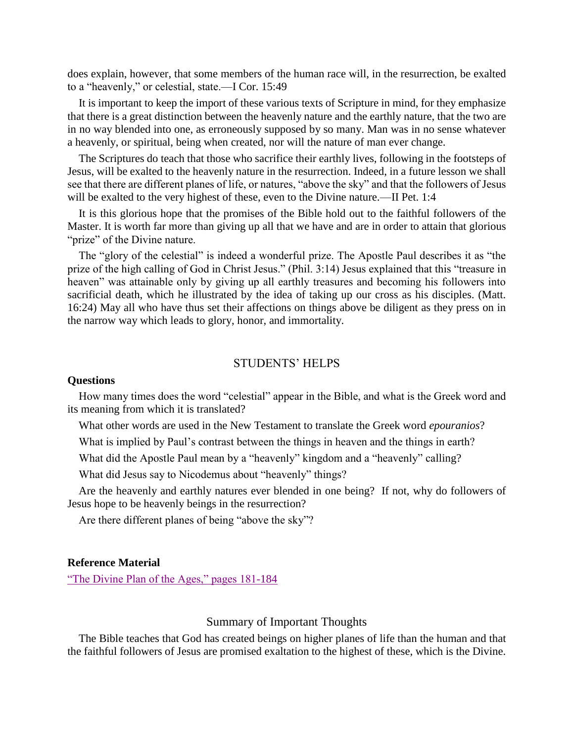does explain, however, that some members of the human race will, in the resurrection, be exalted to a "heavenly," or celestial, state.—I Cor. 15:49

It is important to keep the import of these various texts of Scripture in mind, for they emphasize that there is a great distinction between the heavenly nature and the earthly nature, that the two are in no way blended into one, as erroneously supposed by so many. Man was in no sense whatever a heavenly, or spiritual, being when created, nor will the nature of man ever change.

The Scriptures do teach that those who sacrifice their earthly lives, following in the footsteps of Jesus, will be exalted to the heavenly nature in the resurrection. Indeed, in a future lesson we shall see that there are different planes of life, or natures, "above the sky" and that the followers of Jesus will be exalted to the very highest of these, even to the Divine nature.—II Pet. 1:4

It is this glorious hope that the promises of the Bible hold out to the faithful followers of the Master. It is worth far more than giving up all that we have and are in order to attain that glorious "prize" of the Divine nature.

The "glory of the celestial" is indeed a wonderful prize. The Apostle Paul describes it as "the prize of the high calling of God in Christ Jesus." (Phil. 3:14) Jesus explained that this "treasure in heaven" was attainable only by giving up all earthly treasures and becoming his followers into sacrificial death, which he illustrated by the idea of taking up our cross as his disciples. (Matt. 16:24) May all who have thus set their affections on things above be diligent as they press on in the narrow way which leads to glory, honor, and immortality.

## STUDENTS' HELPS

**Questions**

How many times does the word "celestial" appear in the Bible, and what is the Greek word and its meaning from which it is translated?

What other words are used in the New Testament to translate the Greek word *epouranios*?

What is implied by Paul's contrast between the things in heaven and the things in earth?

What did the Apostle Paul mean by a "heavenly" kingdom and a "heavenly" calling?

What did Jesus say to Nicodemus about "heavenly" things?

Are the heavenly and earthly natures ever blended in one being? If not, why do followers of Jesus hope to be heavenly beings in the resurrection?

Are there different planes of being "above the sky"?

**Reference Material**

"The Divine Plan of the Ages," pages 181-184

## Summary of Important Thoughts

The Bible teaches that God has created beings on higher planes of life than the human and that the faithful followers of Jesus are promised exaltation to the highest of these, which is the Divine.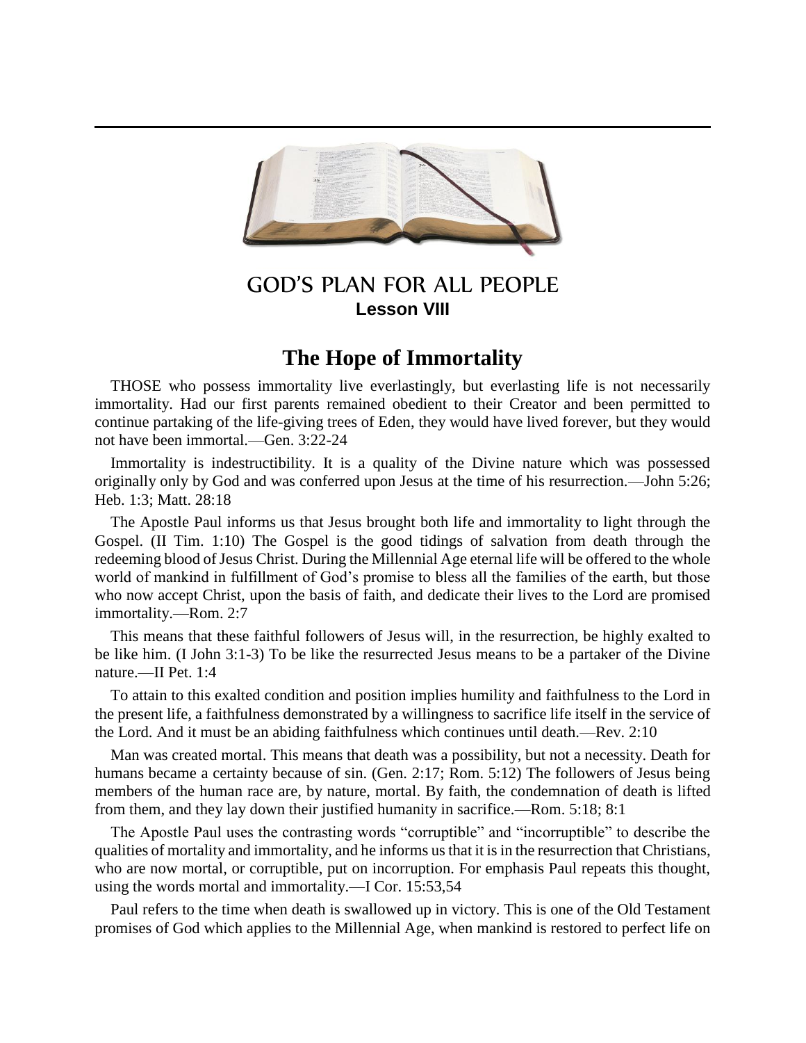## GOD'S PLAN FOR ALL PEOPLE

**Lesson VIII**

# The Hope of Immortality

THOSE who possess immortality live everlastingly, but everlasting life is not necessarily immortality. Had our first parents remained obedient to their Creator and been permitted to continue partaking of the life-giving trees of Eden, they would have lived forever, but they would not have been immortal.—Gen. 3:22-24

Immortality is indestructibility. It is a quality of the Divine nature which was possessed originally only by God and was conferred upon Jesus at the time of his resurrection.—John 5:26; Heb. 1:3; Matt. 28:18

The Apostle Paul informs us that Jesus brought both life and immortality to light through the Gospel. (II Tim. 1:10) The Gospel is the good tidings of salvation from death through the redeeming blood of Jesus Christ. During the Millennial Age eternal life will be offered to the whole world of mankind in fulfillment of God's promise to bless all the families of the earth, but those who now accept Christ, upon the basis of faith, and dedicate their lives to the Lord are promised immortality.—Rom. 2:7

This means that these faithful followers of Jesus will, in the resurrection, be highly exalted to be like him. (I John 3:1-3) To be like the resurrected Jesus means to be a partaker of the Divine nature.—II Pet. 1:4

To attain to this exalted condition and position implies humility and faithfulness to the Lord in the present life, a faithfulness demonstrated by a willingness to sacrifice life itself in the service of the Lord. And it must be an abiding faithfulness which continues until death.—Rev. 2:10

Man was created mortal. This means that death was a possibility, but not a necessity. Death for humans became a certainty because of sin. (Gen. 2:17; Rom. 5:12) The followers of Jesus being members of the human race are, by nature, mortal. By faith, the condemnation of death is lifted from them, and they lay down their justified humanity in sacrifice.—Rom. 5:18; 8:1

The Apostle Paul uses the contrasting words "corruptible" and "incorruptible" to describe the qualities of mortality and immortality, and he informs us that it is in the resurrection that Christians, who are now mortal, or corruptible, put on incorruption. For emphasis Paul repeats this thought, using the words mortal and immortality.—I Cor. 15:53,54

Paul refers to the time when death is swallowed up in victory. This is one of the Old Testament promises of God which applies to the Millennial Age, when mankind is restored to perfect life on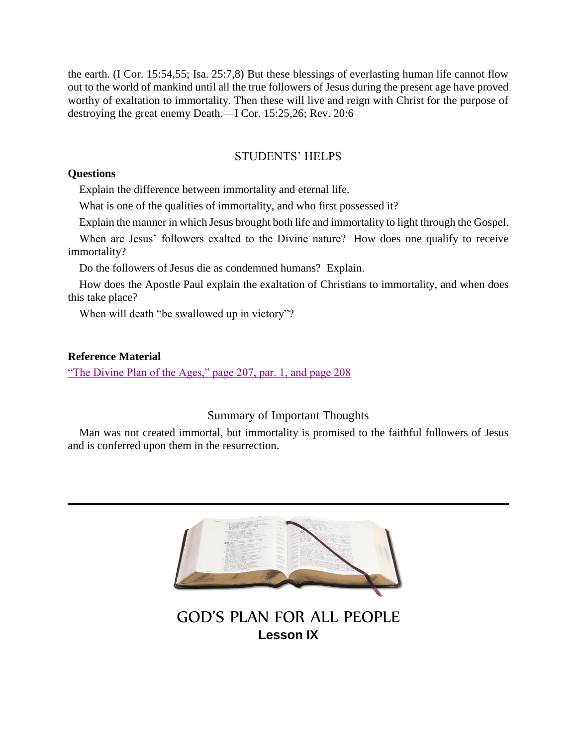the earth. (I Cor. 15:54,55; Isa. 25:7,8) But these blessings of everlasting human life cannot flow out to the world of mankind until all the true followers of Jesus during the present age have proved worthy of exaltation to immortality. Then these will live and reign with Christ for the purpose of destroying the great enemy Death.—I Cor. 15:25,26; Rev. 20:6

## STUDENTS' HELPS

**Questions**

Explain the difference between immortality and eternal life.

What is one of the qualities of immortality, and who first possessed it?

Explain the manner in which Jesus brought both life and immortality to light through the Gospel.

When are Jesus' followers exalted to the Divine nature? How does one qualify to receive immortality?

Do the followers of Jesus die as condemned humans? Explain.

How does the Apostle Paul explain the exaltation of Christians to immortality, and when does this take place?

When will death "be swallowed up in victory"?

**Reference Material**

"The Divine Plan of the Ages," page 207, par. 1, and page 208

## Summary of Important Thoughts

Man was not created immortal, but immortality is promised to the faithful followers of Jesus and is conferred upon them in the resurrection.

---

# GOD'S PLAN FOR ALL PEOPLE

## Lesson IX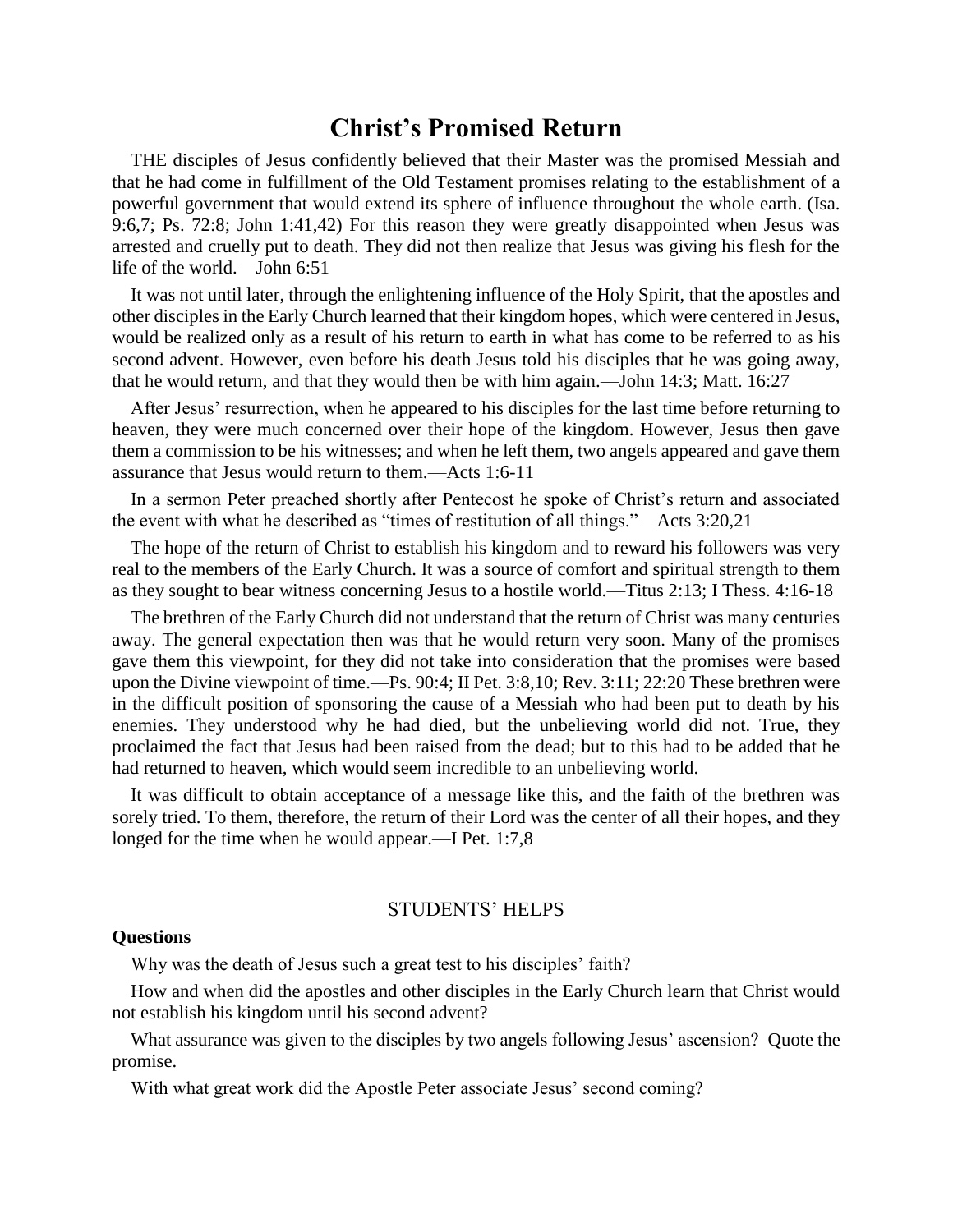# Christ's Promised Return

THE disciples of Jesus confidently believed that their Master was the promised Messiah and that he had come in fulfillment of the Old Testament promises relating to the establishment of a powerful government that would extend its sphere of influence throughout the whole earth. (Isa. 9:6,7; Ps. 72:8; John 1:41,42) For this reason they were greatly disappointed when Jesus was arrested and cruelly put to death. They did not then realize that Jesus was giving his flesh for the life of the world.—John 6:51

It was not until later, through the enlightening influence of the Holy Spirit, that the apostles and other disciples in the Early Church learned that their kingdom hopes, which were centered in Jesus, would be realized only as a result of his return to earth in what has come to be referred to as his second advent. However, even before his death Jesus told his disciples that he was going away, that he would return, and that they would then be with him again.—John 14:3; Matt. 16:27

After Jesus' resurrection, when he appeared to his disciples for the last time before returning to heaven, they were much concerned over their hope of the kingdom. However, Jesus then gave them a commission to be his witnesses; and when he left them, two angels appeared and gave them assurance that Jesus would return to them.—Acts 1:6-11

In a sermon Peter preached shortly after Pentecost he spoke of Christ's return and associated the event with what he described as "times of restitution of all things."—Acts 3:20,21

The hope of the return of Christ to establish his kingdom and to reward his followers was very real to the members of the Early Church. It was a source of comfort and spiritual strength to them as they sought to bear witness concerning Jesus to a hostile world.—Titus 2:13; I Thess. 4:16-18

The brethren of the Early Church did not understand that the return of Christ was many centuries away. The general expectation then was that he would return very soon. Many of the promises gave them this viewpoint, for they did not take into consideration that the promises were based upon the Divine viewpoint of time.—Ps. 90:4; II Pet. 3:8,10; Rev. 3:11; 22:20 These brethren were in the difficult position of sponsoring the cause of a Messiah who had been put to death by his enemies. They understood why he had died, but the unbelieving world did not. True, they proclaimed the fact that Jesus had been raised from the dead; but to this had to be added that he had returned to heaven, which would seem incredible to an unbelieving world.

It was difficult to obtain acceptance of a message like this, and the faith of the brethren was sorely tried. To them, therefore, the return of their Lord was the center of all their hopes, and they longed for the time when he would appear.—I Pet. 1:7,8

## STUDENTS' HELPS

**Questions**

Why was the death of Jesus such a great test to his disciples' faith?

How and when did the apostles and other disciples in the Early Church learn that Christ would not establish his kingdom until his second advent?

What assurance was given to the disciples by two angels following Jesus' ascension? Quote the promise.

With what great work did the Apostle Peter associate Jesus' second coming?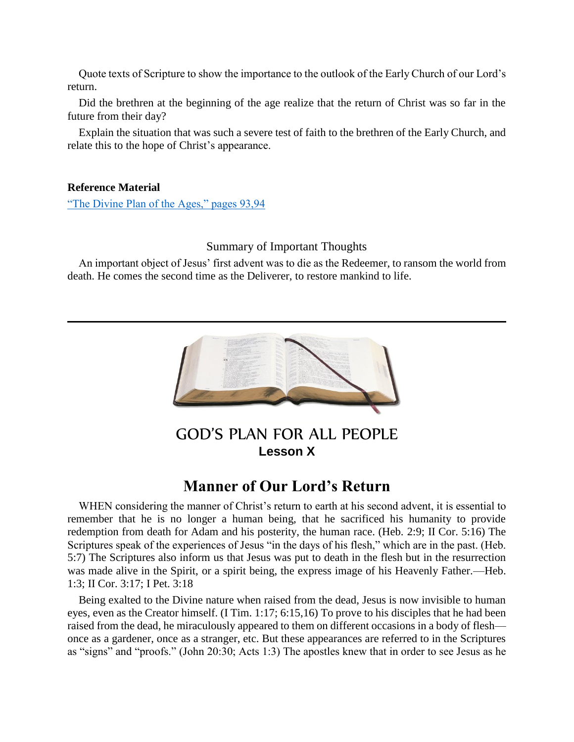Quote texts of Scripture to show the importance to the outlook of the Early Church of our Lord's return.

Did the brethren at the beginning of the age realize that the return of Christ was so far in the future from their day?

Explain the situation that was such a severe test of faith to the brethren of the Early Church, and relate this to the hope of Christ's appearance.

**Reference Material**

"The Divine Plan of the Ages," pages 93,94

Summary of Important Thoughts

An important object of Jesus' first advent was to die as the Redeemer, to ransom the world from death. He comes the second time as the Deliverer, to restore mankind to life.

---

GOD'S PLAN FOR ALL PEOPLE

**Lesson X**

# Manner of Our Lord's Return

WHEN considering the manner of Christ's return to earth at his second advent, it is essential to remember that he is no longer a human being, that he sacrificed his humanity to provide redemption from death for Adam and his posterity, the human race. (Heb. 2:9; II Cor. 5:16) The Scriptures speak of the experiences of Jesus "in the days of his flesh," which are in the past. (Heb. 5:7) The Scriptures also inform us that Jesus was put to death in the flesh but in the resurrection was made alive in the Spirit, or a spirit being, the express image of his Heavenly Father.—Heb. 1:3; II Cor. 3:17; I Pet. 3:18

Being exalted to the Divine nature when raised from the dead, Jesus is now invisible to human eyes, even as the Creator himself. (I Tim. 1:17; 6:15,16) To prove to his disciples that he had been raised from the dead, he miraculously appeared to them on different occasions in a body of flesh—once as a gardener, once as a stranger, etc. But these appearances are referred to in the Scriptures as "signs" and "proofs." (John 20:30; Acts 1:3) The apostles knew that in order to see Jesus as he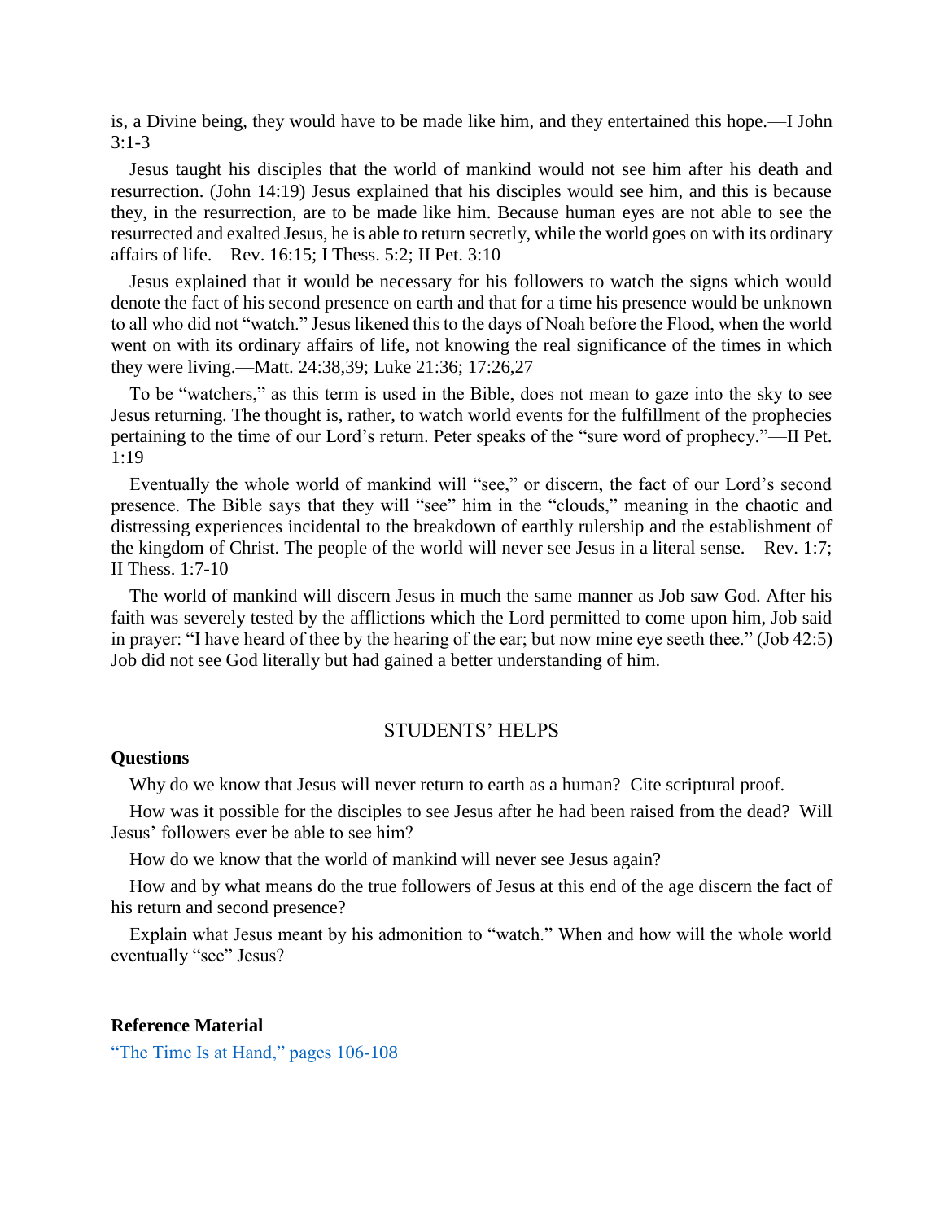is, a Divine being, they would have to be made like him, and they entertained this hope.—I John 3:1-3

Jesus taught his disciples that the world of mankind would not see him after his death and resurrection. (John 14:19) Jesus explained that his disciples would see him, and this is because they, in the resurrection, are to be made like him. Because human eyes are not able to see the resurrected and exalted Jesus, he is able to return secretly, while the world goes on with its ordinary affairs of life.—Rev. 16:15; I Thess. 5:2; II Pet. 3:10

Jesus explained that it would be necessary for his followers to watch the signs which would denote the fact of his second presence on earth and that for a time his presence would be unknown to all who did not "watch." Jesus likened this to the days of Noah before the Flood, when the world went on with its ordinary affairs of life, not knowing the real significance of the times in which they were living.—Matt. 24:38,39; Luke 21:36; 17:26,27

To be "watchers," as this term is used in the Bible, does not mean to gaze into the sky to see Jesus returning. The thought is, rather, to watch world events for the fulfillment of the prophecies pertaining to the time of our Lord's return. Peter speaks of the "sure word of prophecy."—II Pet. 1:19

Eventually the whole world of mankind will "see," or discern, the fact of our Lord's second presence. The Bible says that they will "see" him in the "clouds," meaning in the chaotic and distressing experiences incidental to the breakdown of earthly rulership and the establishment of the kingdom of Christ. The people of the world will never see Jesus in a literal sense.—Rev. 1:7; II Thess. 1:7-10

The world of mankind will discern Jesus in much the same manner as Job saw God. After his faith was severely tested by the afflictions which the Lord permitted to come upon him, Job said in prayer: "I have heard of thee by the hearing of the ear; but now mine eye seeth thee." (Job 42:5) Job did not see God literally but had gained a better understanding of him.

## STUDENTS' HELPS

**Questions**

Why do we know that Jesus will never return to earth as a human? Cite scriptural proof.

How was it possible for the disciples to see Jesus after he had been raised from the dead? Will Jesus' followers ever be able to see him?

How do we know that the world of mankind will never see Jesus again?

How and by what means do the true followers of Jesus at this end of the age discern the fact of his return and second presence?

Explain what Jesus meant by his admonition to "watch." When and how will the whole world eventually "see" Jesus?

**Reference Material**

"The Time Is at Hand," pages 106-108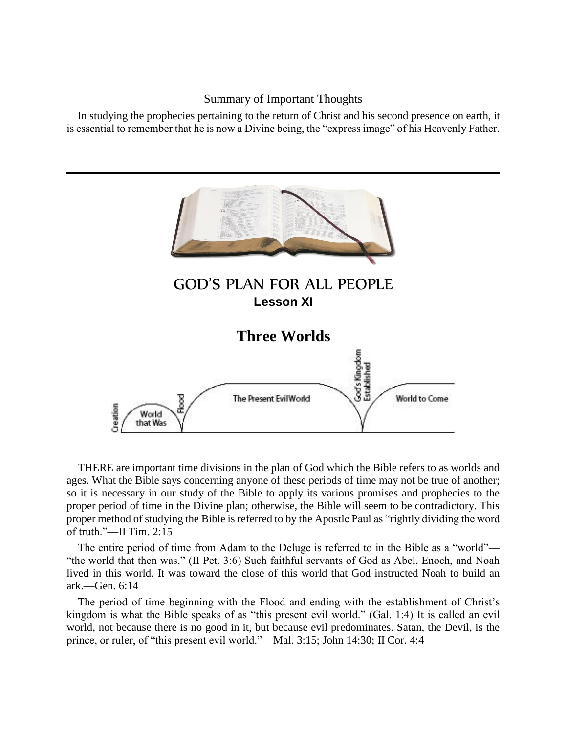Summary of Important Thoughts

In studying the prophecies pertaining to the return of Christ and his second presence on earth, it is essential to remember that he is now a Divine being, the "express image" of his Heavenly Father.

---

# GOD'S PLAN FOR ALL PEOPLE

**Lesson XI**

## Three Worlds

Creation
World that Was
Flood
The Present Evil World
God's Kingdom Established
World to Come

THERE are important time divisions in the plan of God which the Bible refers to as worlds and ages. What the Bible says concerning anyone of these periods of time may not be true of another; so it is necessary in our study of the Bible to apply its various promises and prophecies to the proper period of time in the Divine plan; otherwise, the Bible will seem to be contradictory. This proper method of studying the Bible is referred to by the Apostle Paul as "rightly dividing the word of truth."—II Tim. 2:15

The entire period of time from Adam to the Deluge is referred to in the Bible as a "world"—"the world that then was." (II Pet. 3:6) Such faithful servants of God as Abel, Enoch, and Noah lived in this world. It was toward the close of this world that God instructed Noah to build an ark.—Gen. 6:14

The period of time beginning with the Flood and ending with the establishment of Christ's kingdom is what the Bible speaks of as "this present evil world." (Gal. 1:4) It is called an evil world, not because there is no good in it, but because evil predominates. Satan, the Devil, is the prince, or ruler, of "this present evil world."—Mal. 3:15; John 14:30; II Cor. 4:4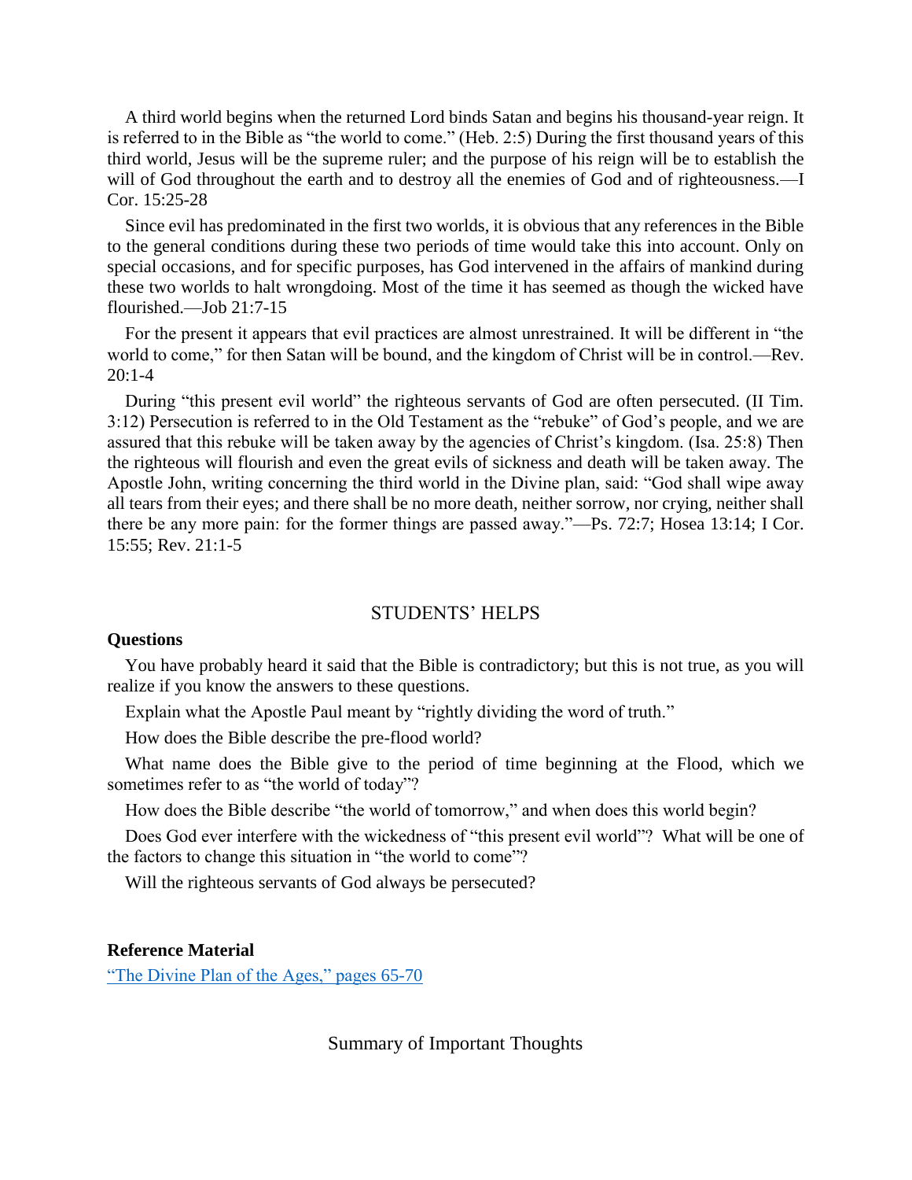A third world begins when the returned Lord binds Satan and begins his thousand-year reign. It is referred to in the Bible as "the world to come." (Heb. 2:5) During the first thousand years of this third world, Jesus will be the supreme ruler; and the purpose of his reign will be to establish the will of God throughout the earth and to destroy all the enemies of God and of righteousness.—I Cor. 15:25-28

Since evil has predominated in the first two worlds, it is obvious that any references in the Bible to the general conditions during these two periods of time would take this into account. Only on special occasions, and for specific purposes, has God intervened in the affairs of mankind during these two worlds to halt wrongdoing. Most of the time it has seemed as though the wicked have flourished.—Job 21:7-15

For the present it appears that evil practices are almost unrestrained. It will be different in "the world to come," for then Satan will be bound, and the kingdom of Christ will be in control.—Rev. 20:1-4

During "this present evil world" the righteous servants of God are often persecuted. (II Tim. 3:12) Persecution is referred to in the Old Testament as the "rebuke" of God's people, and we are assured that this rebuke will be taken away by the agencies of Christ's kingdom. (Isa. 25:8) Then the righteous will flourish and even the great evils of sickness and death will be taken away. The Apostle John, writing concerning the third world in the Divine plan, said: "God shall wipe away all tears from their eyes; and there shall be no more death, neither sorrow, nor crying, neither shall there be any more pain: for the former things are passed away."—Ps. 72:7; Hosea 13:14; I Cor. 15:55; Rev. 21:1-5

## STUDENTS' HELPS

**Questions**

You have probably heard it said that the Bible is contradictory; but this is not true, as you will realize if you know the answers to these questions.

Explain what the Apostle Paul meant by "rightly dividing the word of truth."

How does the Bible describe the pre-flood world?

What name does the Bible give to the period of time beginning at the Flood, which we sometimes refer to as "the world of today"?

How does the Bible describe "the world of tomorrow," and when does this world begin?

Does God ever interfere with the wickedness of "this present evil world"? What will be one of the factors to change this situation in "the world to come"?

Will the righteous servants of God always be persecuted?

**Reference Material**

"The Divine Plan of the Ages," pages 65-70

Summary of Important Thoughts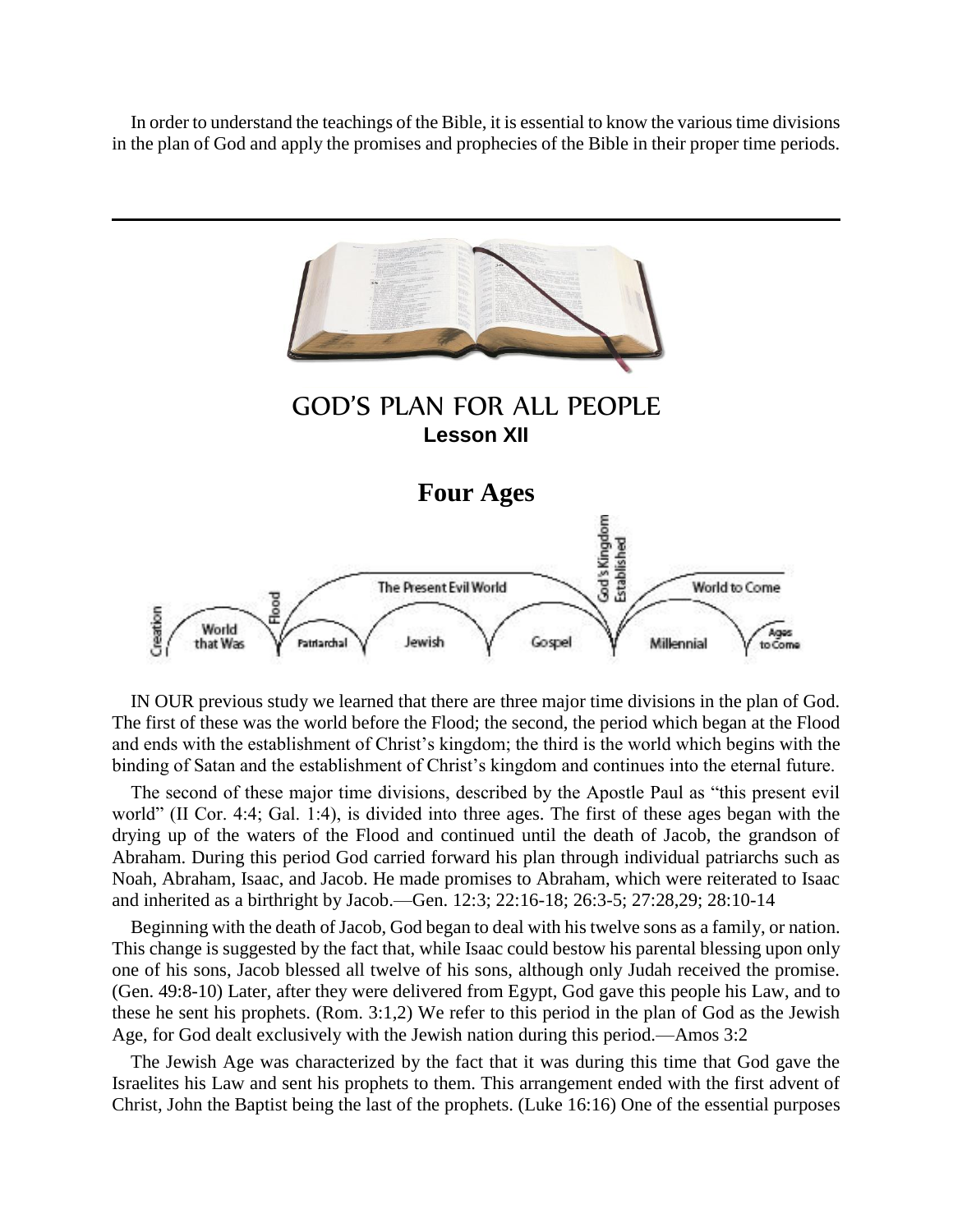In order to understand the teachings of the Bible, it is essential to know the various time divisions in the plan of God and apply the promises and prophecies of the Bible in their proper time periods.

---

# GOD'S PLAN FOR ALL PEOPLE

**Lesson XII**

## Four Ages

IN OUR previous study we learned that there are three major time divisions in the plan of God. The first of these was the world before the Flood; the second, the period which began at the Flood and ends with the establishment of Christ's kingdom; the third is the world which begins with the binding of Satan and the establishment of Christ's kingdom and continues into the eternal future.

The second of these major time divisions, described by the Apostle Paul as "this present evil world" (II Cor. 4:4; Gal. 1:4), is divided into three ages. The first of these ages began with the drying up of the waters of the Flood and continued until the death of Jacob, the grandson of Abraham. During this period God carried forward his plan through individual patriarchs such as Noah, Abraham, Isaac, and Jacob. He made promises to Abraham, which were reiterated to Isaac and inherited as a birthright by Jacob.—Gen. 12:3; 22:16-18; 26:3-5; 27:28,29; 28:10-14

Beginning with the death of Jacob, God began to deal with his twelve sons as a family, or nation. This change is suggested by the fact that, while Isaac could bestow his parental blessing upon only one of his sons, Jacob blessed all twelve of his sons, although only Judah received the promise. (Gen. 49:8-10) Later, after they were delivered from Egypt, God gave this people his Law, and to these he sent his prophets. (Rom. 3:1,2) We refer to this period in the plan of God as the Jewish Age, for God dealt exclusively with the Jewish nation during this period.—Amos 3:2

The Jewish Age was characterized by the fact that it was during this time that God gave the Israelites his Law and sent his prophets to them. This arrangement ended with the first advent of Christ, John the Baptist being the last of the prophets. (Luke 16:16) One of the essential purposes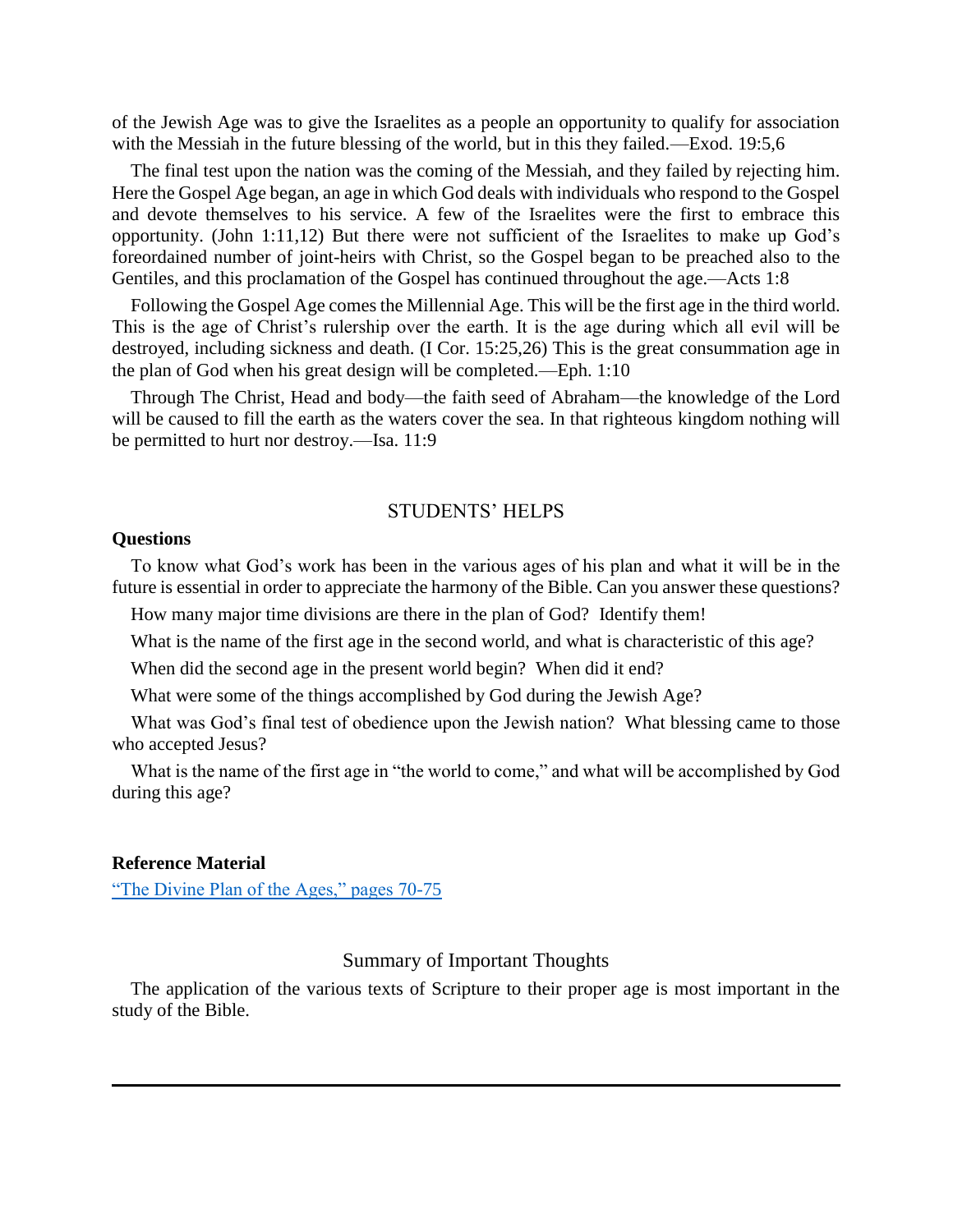of the Jewish Age was to give the Israelites as a people an opportunity to qualify for association with the Messiah in the future blessing of the world, but in this they failed.—Exod. 19:5,6

The final test upon the nation was the coming of the Messiah, and they failed by rejecting him. Here the Gospel Age began, an age in which God deals with individuals who respond to the Gospel and devote themselves to his service. A few of the Israelites were the first to embrace this opportunity. (John 1:11,12) But there were not sufficient of the Israelites to make up God's foreordained number of joint-heirs with Christ, so the Gospel began to be preached also to the Gentiles, and this proclamation of the Gospel has continued throughout the age.—Acts 1:8

Following the Gospel Age comes the Millennial Age. This will be the first age in the third world. This is the age of Christ's rulership over the earth. It is the age during which all evil will be destroyed, including sickness and death. (I Cor. 15:25,26) This is the great consummation age in the plan of God when his great design will be completed.—Eph. 1:10

Through The Christ, Head and body—the faith seed of Abraham—the knowledge of the Lord will be caused to fill the earth as the waters cover the sea. In that righteous kingdom nothing will be permitted to hurt nor destroy.—Isa. 11:9

## STUDENTS' HELPS

**Questions**

To know what God's work has been in the various ages of his plan and what it will be in the future is essential in order to appreciate the harmony of the Bible. Can you answer these questions?

How many major time divisions are there in the plan of God? Identify them!

What is the name of the first age in the second world, and what is characteristic of this age?

When did the second age in the present world begin? When did it end?

What were some of the things accomplished by God during the Jewish Age?

What was God's final test of obedience upon the Jewish nation? What blessing came to those who accepted Jesus?

What is the name of the first age in "the world to come," and what will be accomplished by God during this age?

**Reference Material**

"The Divine Plan of the Ages," pages 70-75

### Summary of Important Thoughts

The application of the various texts of Scripture to their proper age is most important in the study of the Bible.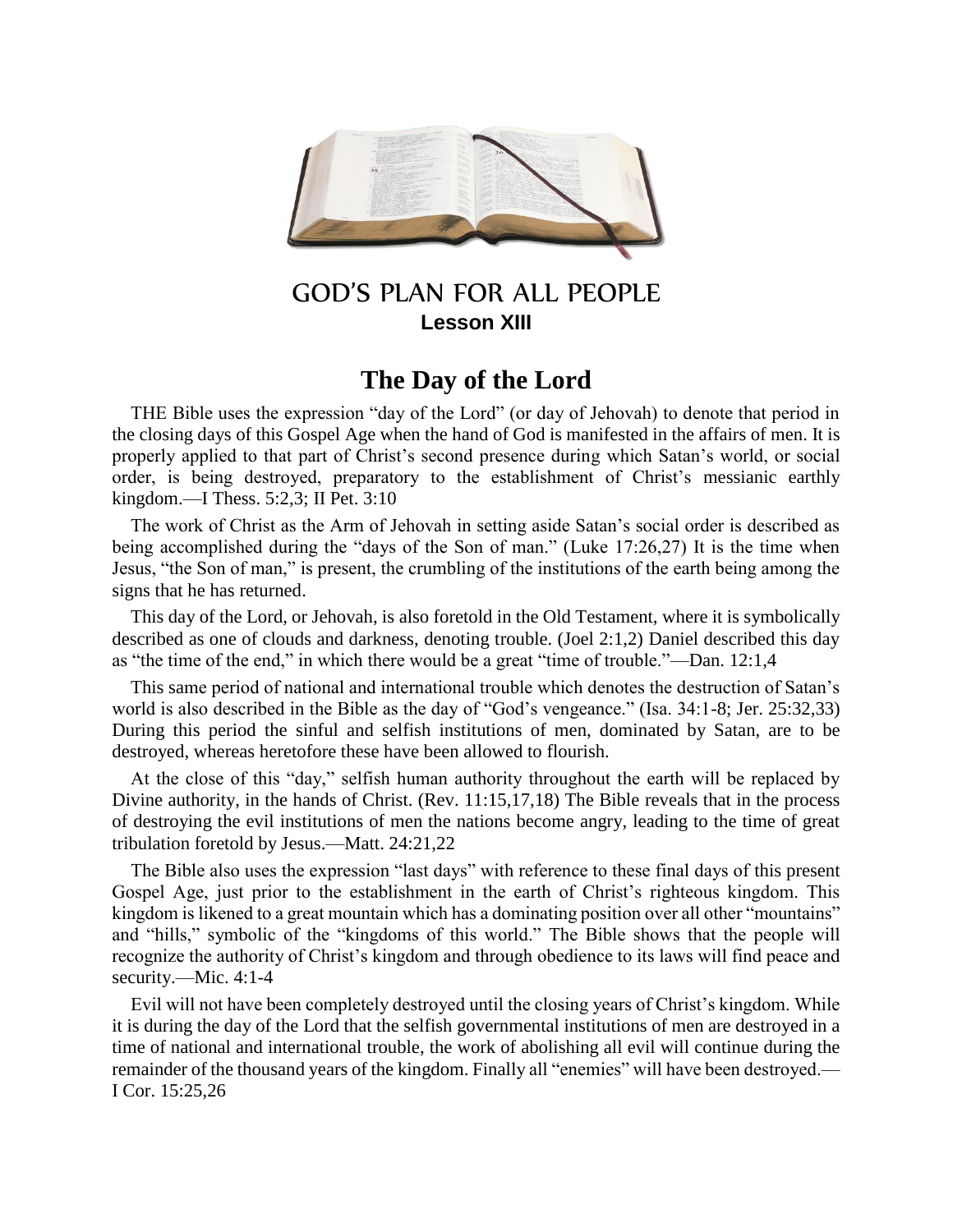## GOD'S PLAN FOR ALL PEOPLE

**Lesson XIII**

# The Day of the Lord

THE Bible uses the expression "day of the Lord" (or day of Jehovah) to denote that period in the closing days of this Gospel Age when the hand of God is manifested in the affairs of men. It is properly applied to that part of Christ's second presence during which Satan's world, or social order, is being destroyed, preparatory to the establishment of Christ's messianic earthly kingdom.—I Thess. 5:2,3; II Pet. 3:10

The work of Christ as the Arm of Jehovah in setting aside Satan's social order is described as being accomplished during the "days of the Son of man." (Luke 17:26,27) It is the time when Jesus, "the Son of man," is present, the crumbling of the institutions of the earth being among the signs that he has returned.

This day of the Lord, or Jehovah, is also foretold in the Old Testament, where it is symbolically described as one of clouds and darkness, denoting trouble. (Joel 2:1,2) Daniel described this day as "the time of the end," in which there would be a great "time of trouble."—Dan. 12:1,4

This same period of national and international trouble which denotes the destruction of Satan's world is also described in the Bible as the day of "God's vengeance." (Isa. 34:1-8; Jer. 25:32,33) During this period the sinful and selfish institutions of men, dominated by Satan, are to be destroyed, whereas heretofore these have been allowed to flourish.

At the close of this "day," selfish human authority throughout the earth will be replaced by Divine authority, in the hands of Christ. (Rev. 11:15,17,18) The Bible reveals that in the process of destroying the evil institutions of men the nations become angry, leading to the time of great tribulation foretold by Jesus.—Matt. 24:21,22

The Bible also uses the expression "last days" with reference to these final days of this present Gospel Age, just prior to the establishment in the earth of Christ's righteous kingdom. This kingdom is likened to a great mountain which has a dominating position over all other "mountains" and "hills," symbolic of the "kingdoms of this world." The Bible shows that the people will recognize the authority of Christ's kingdom and through obedience to its laws will find peace and security.—Mic. 4:1-4

Evil will not have been completely destroyed until the closing years of Christ's kingdom. While it is during the day of the Lord that the selfish governmental institutions of men are destroyed in a time of national and international trouble, the work of abolishing all evil will continue during the remainder of the thousand years of the kingdom. Finally all "enemies" will have been destroyed.—I Cor. 15:25,26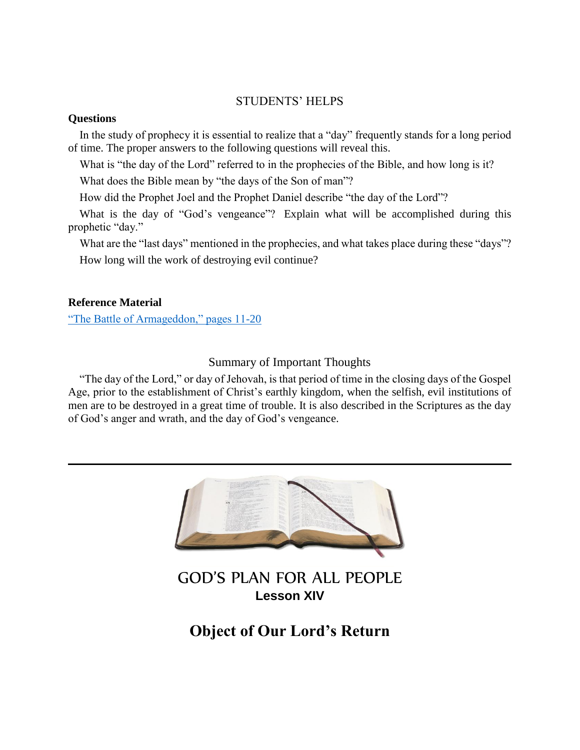## STUDENTS' HELPS

**Questions**

In the study of prophecy it is essential to realize that a "day" frequently stands for a long period of time. The proper answers to the following questions will reveal this.

What is "the day of the Lord" referred to in the prophecies of the Bible, and how long is it?

What does the Bible mean by "the days of the Son of man"?

How did the Prophet Joel and the Prophet Daniel describe "the day of the Lord"?

What is the day of "God's vengeance"? Explain what will be accomplished during this prophetic "day."

What are the "last days" mentioned in the prophecies, and what takes place during these "days"?

How long will the work of destroying evil continue?

**Reference Material**

"The Battle of Armageddon," pages 11-20

### Summary of Important Thoughts

"The day of the Lord," or day of Jehovah, is that period of time in the closing days of the Gospel Age, prior to the establishment of Christ's earthly kingdom, when the selfish, evil institutions of men are to be destroyed in a great time of trouble. It is also described in the Scriptures as the day of God's anger and wrath, and the day of God's vengeance.

---

GOD'S PLAN FOR ALL PEOPLE

**Lesson XIV**

# Object of Our Lord's Return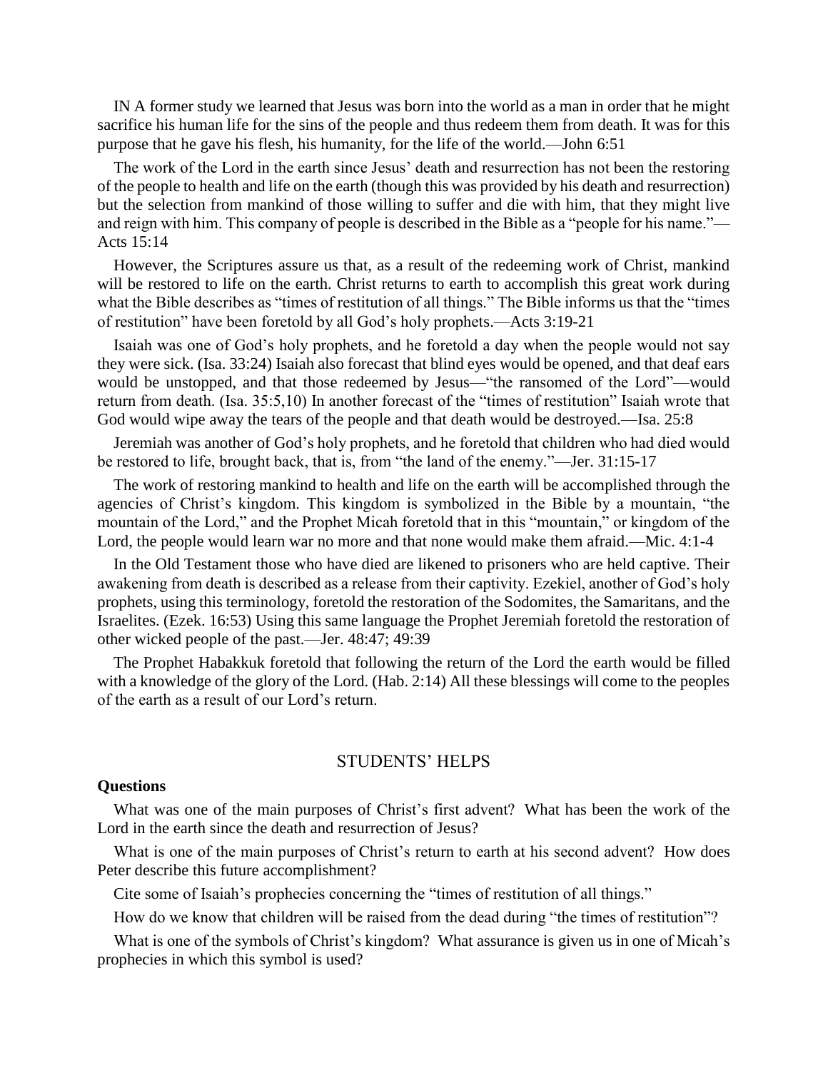IN A former study we learned that Jesus was born into the world as a man in order that he might sacrifice his human life for the sins of the people and thus redeem them from death. It was for this purpose that he gave his flesh, his humanity, for the life of the world.—John 6:51

The work of the Lord in the earth since Jesus' death and resurrection has not been the restoring of the people to health and life on the earth (though this was provided by his death and resurrection) but the selection from mankind of those willing to suffer and die with him, that they might live and reign with him. This company of people is described in the Bible as a "people for his name."—Acts 15:14

However, the Scriptures assure us that, as a result of the redeeming work of Christ, mankind will be restored to life on the earth. Christ returns to earth to accomplish this great work during what the Bible describes as "times of restitution of all things." The Bible informs us that the "times of restitution" have been foretold by all God's holy prophets.—Acts 3:19-21

Isaiah was one of God's holy prophets, and he foretold a day when the people would not say they were sick. (Isa. 33:24) Isaiah also forecast that blind eyes would be opened, and that deaf ears would be unstopped, and that those redeemed by Jesus—"the ransomed of the Lord"—would return from death. (Isa. 35:5,10) In another forecast of the "times of restitution" Isaiah wrote that God would wipe away the tears of the people and that death would be destroyed.—Isa. 25:8

Jeremiah was another of God's holy prophets, and he foretold that children who had died would be restored to life, brought back, that is, from "the land of the enemy."—Jer. 31:15-17

The work of restoring mankind to health and life on the earth will be accomplished through the agencies of Christ's kingdom. This kingdom is symbolized in the Bible by a mountain, "the mountain of the Lord," and the Prophet Micah foretold that in this "mountain," or kingdom of the Lord, the people would learn war no more and that none would make them afraid.—Mic. 4:1-4

In the Old Testament those who have died are likened to prisoners who are held captive. Their awakening from death is described as a release from their captivity. Ezekiel, another of God's holy prophets, using this terminology, foretold the restoration of the Sodomites, the Samaritans, and the Israelites. (Ezek. 16:53) Using this same language the Prophet Jeremiah foretold the restoration of other wicked people of the past.—Jer. 48:47; 49:39

The Prophet Habakkuk foretold that following the return of the Lord the earth would be filled with a knowledge of the glory of the Lord. (Hab. 2:14) All these blessings will come to the peoples of the earth as a result of our Lord's return.

## STUDENTS' HELPS

**Questions**

What was one of the main purposes of Christ's first advent? What has been the work of the Lord in the earth since the death and resurrection of Jesus?

What is one of the main purposes of Christ's return to earth at his second advent? How does Peter describe this future accomplishment?

Cite some of Isaiah's prophecies concerning the "times of restitution of all things."

How do we know that children will be raised from the dead during "the times of restitution"?

What is one of the symbols of Christ's kingdom? What assurance is given us in one of Micah's prophecies in which this symbol is used?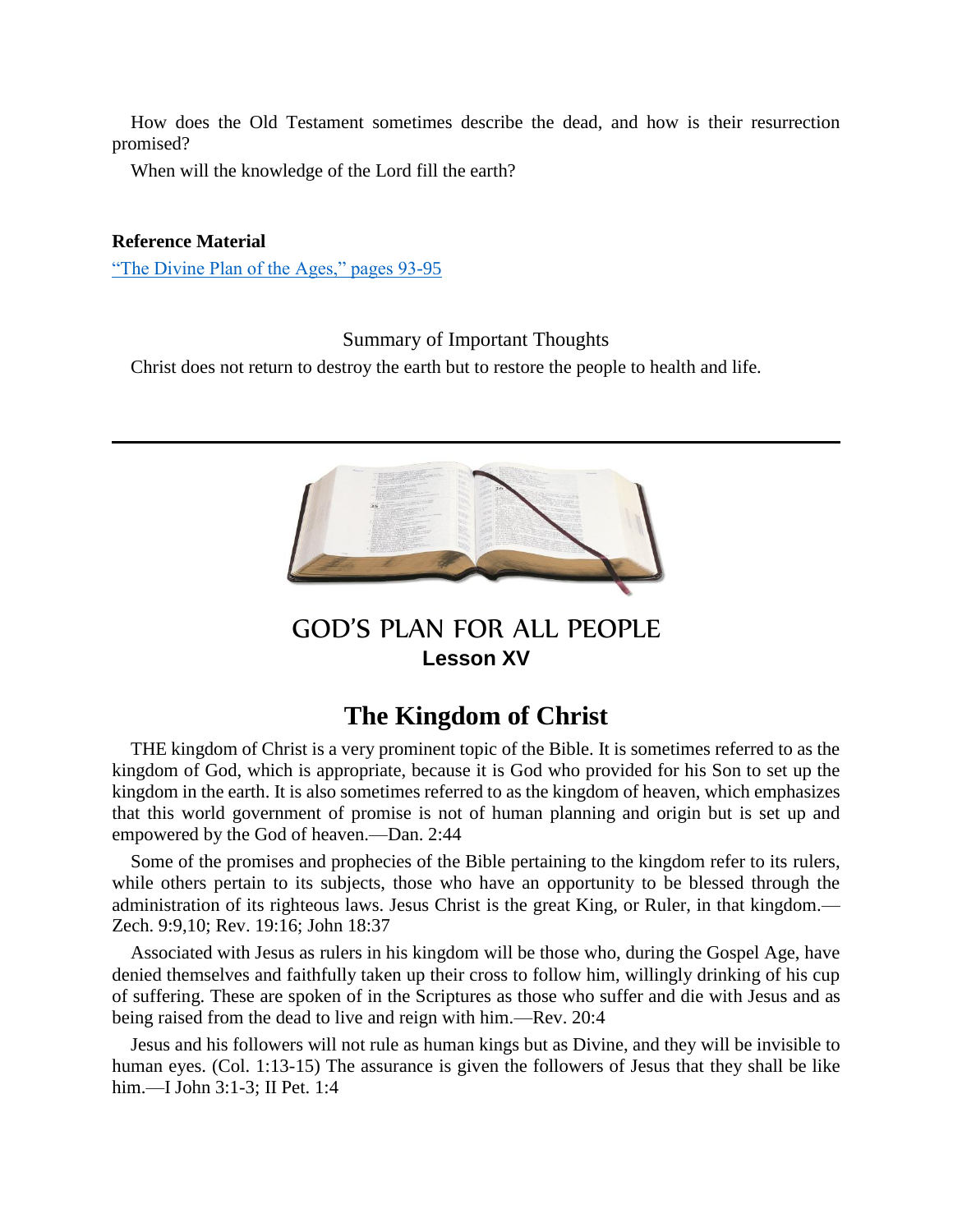How does the Old Testament sometimes describe the dead, and how is their resurrection promised?

When will the knowledge of the Lord fill the earth?

**Reference Material**

"The Divine Plan of the Ages," pages 93-95

Summary of Important Thoughts

Christ does not return to destroy the earth but to restore the people to health and life.

---

GOD'S PLAN FOR ALL PEOPLE

**Lesson XV**

# The Kingdom of Christ

THE kingdom of Christ is a very prominent topic of the Bible. It is sometimes referred to as the kingdom of God, which is appropriate, because it is God who provided for his Son to set up the kingdom in the earth. It is also sometimes referred to as the kingdom of heaven, which emphasizes that this world government of promise is not of human planning and origin but is set up and empowered by the God of heaven.—Dan. 2:44

Some of the promises and prophecies of the Bible pertaining to the kingdom refer to its rulers, while others pertain to its subjects, those who have an opportunity to be blessed through the administration of its righteous laws. Jesus Christ is the great King, or Ruler, in that kingdom.—Zech. 9:9,10; Rev. 19:16; John 18:37

Associated with Jesus as rulers in his kingdom will be those who, during the Gospel Age, have denied themselves and faithfully taken up their cross to follow him, willingly drinking of his cup of suffering. These are spoken of in the Scriptures as those who suffer and die with Jesus and as being raised from the dead to live and reign with him.—Rev. 20:4

Jesus and his followers will not rule as human kings but as Divine, and they will be invisible to human eyes. (Col. 1:13-15) The assurance is given the followers of Jesus that they shall be like him.—I John 3:1-3; II Pet. 1:4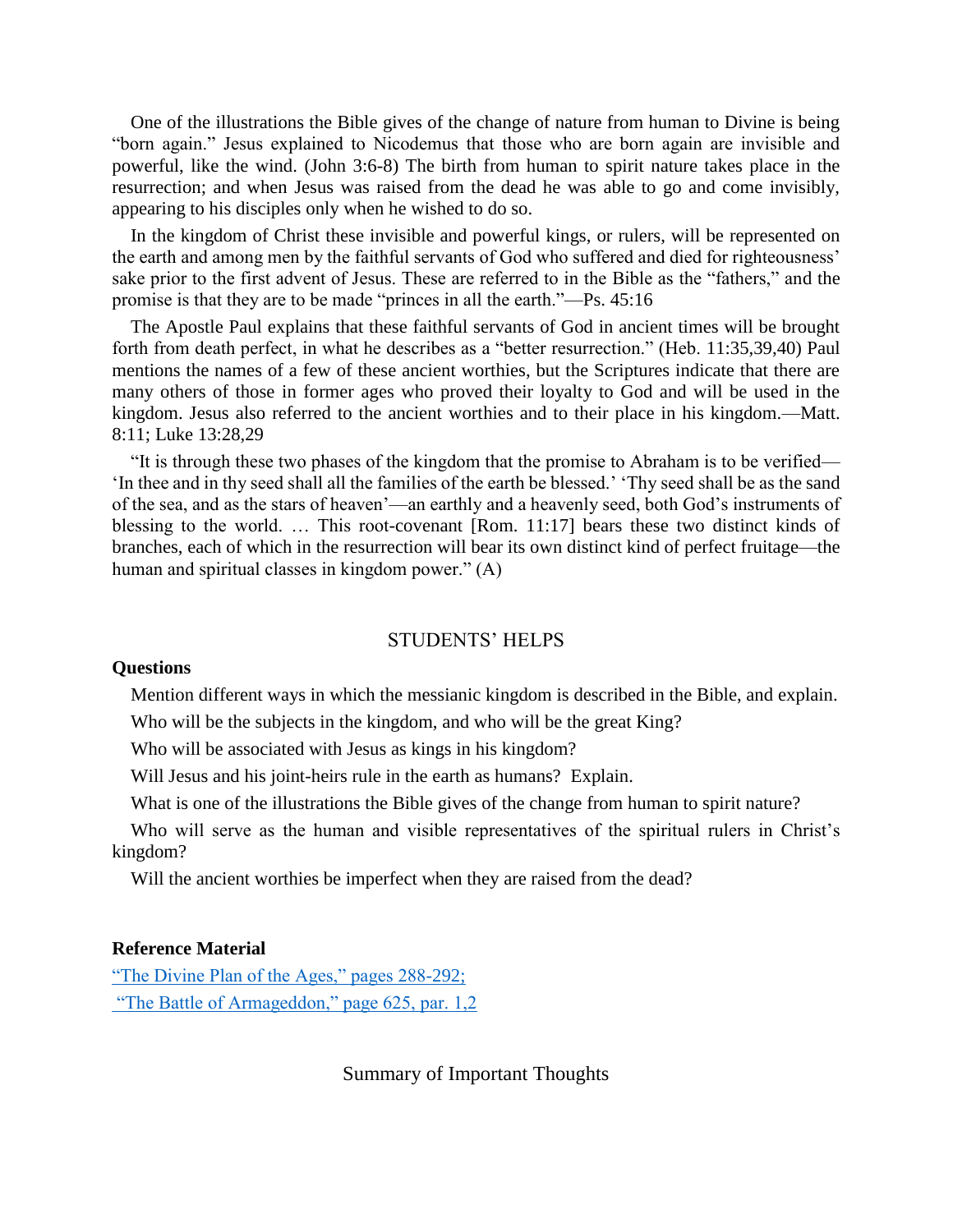One of the illustrations the Bible gives of the change of nature from human to Divine is being "born again." Jesus explained to Nicodemus that those who are born again are invisible and powerful, like the wind. (John 3:6-8) The birth from human to spirit nature takes place in the resurrection; and when Jesus was raised from the dead he was able to go and come invisibly, appearing to his disciples only when he wished to do so.

In the kingdom of Christ these invisible and powerful kings, or rulers, will be represented on the earth and among men by the faithful servants of God who suffered and died for righteousness' sake prior to the first advent of Jesus. These are referred to in the Bible as the "fathers," and the promise is that they are to be made "princes in all the earth."—Ps. 45:16

The Apostle Paul explains that these faithful servants of God in ancient times will be brought forth from death perfect, in what he describes as a "better resurrection." (Heb. 11:35,39,40) Paul mentions the names of a few of these ancient worthies, but the Scriptures indicate that there are many others of those in former ages who proved their loyalty to God and will be used in the kingdom. Jesus also referred to the ancient worthies and to their place in his kingdom.—Matt. 8:11; Luke 13:28,29

"It is through these two phases of the kingdom that the promise to Abraham is to be verified—'In thee and in thy seed shall all the families of the earth be blessed.' 'Thy seed shall be as the sand of the sea, and as the stars of heaven'—an earthly and a heavenly seed, both God's instruments of blessing to the world. … This root-covenant [Rom. 11:17] bears these two distinct kinds of branches, each of which in the resurrection will bear its own distinct kind of perfect fruitage—the human and spiritual classes in kingdom power." (A)

## STUDENTS' HELPS

**Questions**

Mention different ways in which the messianic kingdom is described in the Bible, and explain.

Who will be the subjects in the kingdom, and who will be the great King?

Who will be associated with Jesus as kings in his kingdom?

Will Jesus and his joint-heirs rule in the earth as humans? Explain.

What is one of the illustrations the Bible gives of the change from human to spirit nature?

Who will serve as the human and visible representatives of the spiritual rulers in Christ's kingdom?

Will the ancient worthies be imperfect when they are raised from the dead?

**Reference Material**

"The Divine Plan of the Ages," pages 288-292;

"The Battle of Armageddon," page 625, par. 1,2

Summary of Important Thoughts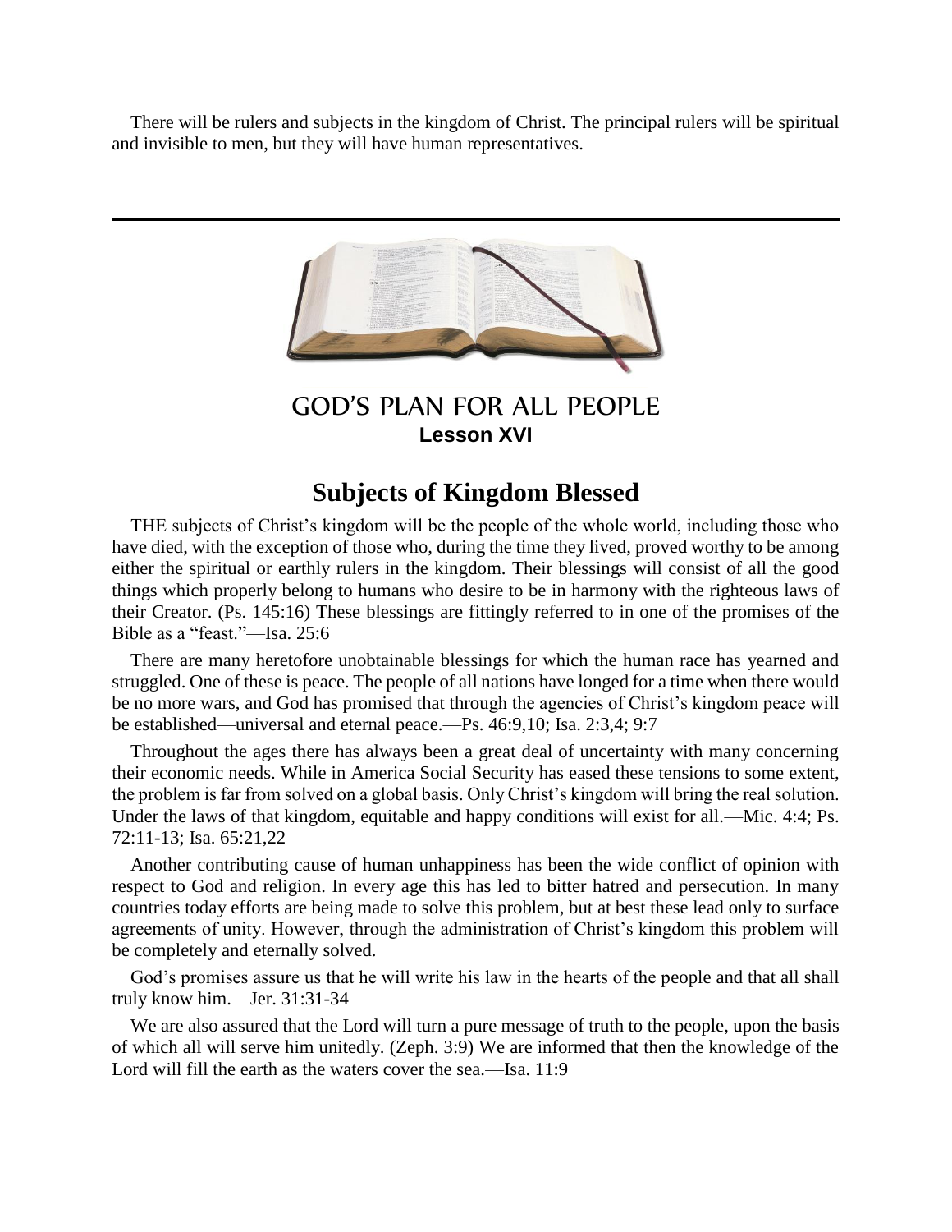There will be rulers and subjects in the kingdom of Christ. The principal rulers will be spiritual and invisible to men, but they will have human representatives.

---

# GOD'S PLAN FOR ALL PEOPLE

**Lesson XVI**

## Subjects of Kingdom Blessed

THE subjects of Christ's kingdom will be the people of the whole world, including those who have died, with the exception of those who, during the time they lived, proved worthy to be among either the spiritual or earthly rulers in the kingdom. Their blessings will consist of all the good things which properly belong to humans who desire to be in harmony with the righteous laws of their Creator. (Ps. 145:16) These blessings are fittingly referred to in one of the promises of the Bible as a "feast."—Isa. 25:6

There are many heretofore unobtainable blessings for which the human race has yearned and struggled. One of these is peace. The people of all nations have longed for a time when there would be no more wars, and God has promised that through the agencies of Christ's kingdom peace will be established—universal and eternal peace.—Ps. 46:9,10; Isa. 2:3,4; 9:7

Throughout the ages there has always been a great deal of uncertainty with many concerning their economic needs. While in America Social Security has eased these tensions to some extent, the problem is far from solved on a global basis. Only Christ's kingdom will bring the real solution. Under the laws of that kingdom, equitable and happy conditions will exist for all.—Mic. 4:4; Ps. 72:11-13; Isa. 65:21,22

Another contributing cause of human unhappiness has been the wide conflict of opinion with respect to God and religion. In every age this has led to bitter hatred and persecution. In many countries today efforts are being made to solve this problem, but at best these lead only to surface agreements of unity. However, through the administration of Christ's kingdom this problem will be completely and eternally solved.

God's promises assure us that he will write his law in the hearts of the people and that all shall truly know him.—Jer. 31:31-34

We are also assured that the Lord will turn a pure message of truth to the people, upon the basis of which all will serve him unitedly. (Zeph. 3:9) We are informed that then the knowledge of the Lord will fill the earth as the waters cover the sea.—Isa. 11:9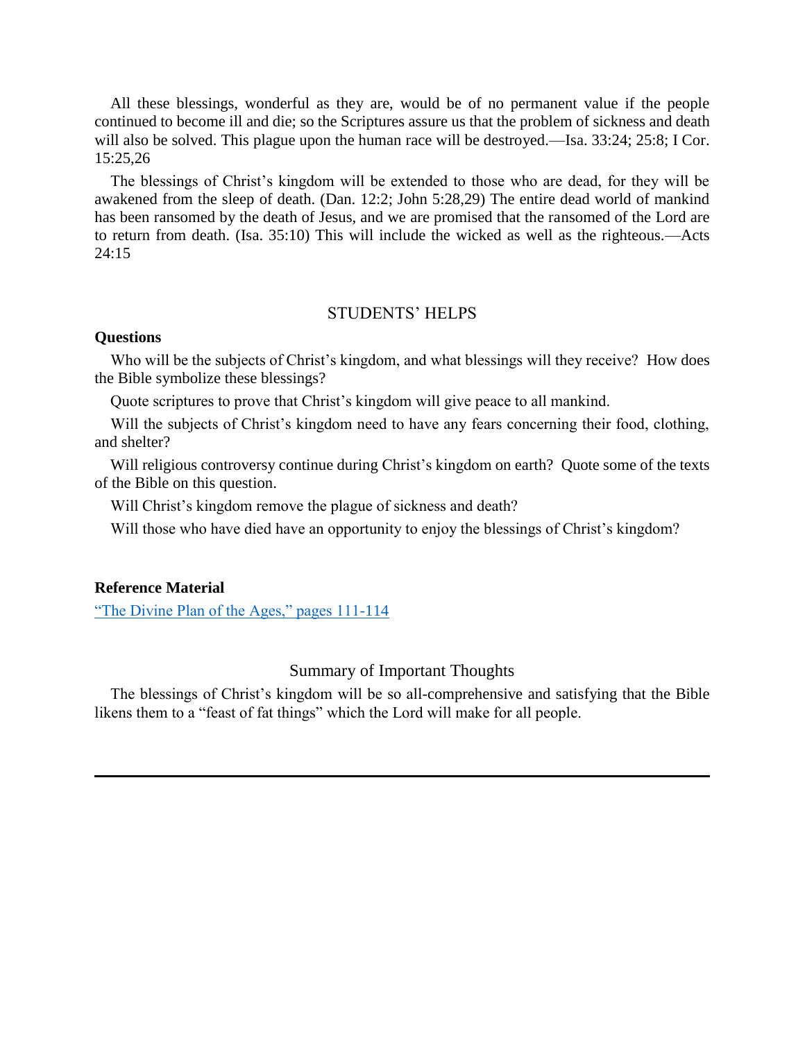All these blessings, wonderful as they are, would be of no permanent value if the people continued to become ill and die; so the Scriptures assure us that the problem of sickness and death will also be solved. This plague upon the human race will be destroyed.—Isa. 33:24; 25:8; I Cor. 15:25,26

The blessings of Christ's kingdom will be extended to those who are dead, for they will be awakened from the sleep of death. (Dan. 12:2; John 5:28,29) The entire dead world of mankind has been ransomed by the death of Jesus, and we are promised that the ransomed of the Lord are to return from death. (Isa. 35:10) This will include the wicked as well as the righteous.—Acts 24:15

## STUDENTS' HELPS

**Questions**

Who will be the subjects of Christ's kingdom, and what blessings will they receive? How does the Bible symbolize these blessings?

Quote scriptures to prove that Christ's kingdom will give peace to all mankind.

Will the subjects of Christ's kingdom need to have any fears concerning their food, clothing, and shelter?

Will religious controversy continue during Christ's kingdom on earth? Quote some of the texts of the Bible on this question.

Will Christ's kingdom remove the plague of sickness and death?

Will those who have died have an opportunity to enjoy the blessings of Christ's kingdom?

**Reference Material**

"The Divine Plan of the Ages," pages 111-114

### Summary of Important Thoughts

The blessings of Christ's kingdom will be so all-comprehensive and satisfying that the Bible likens them to a "feast of fat things" which the Lord will make for all people.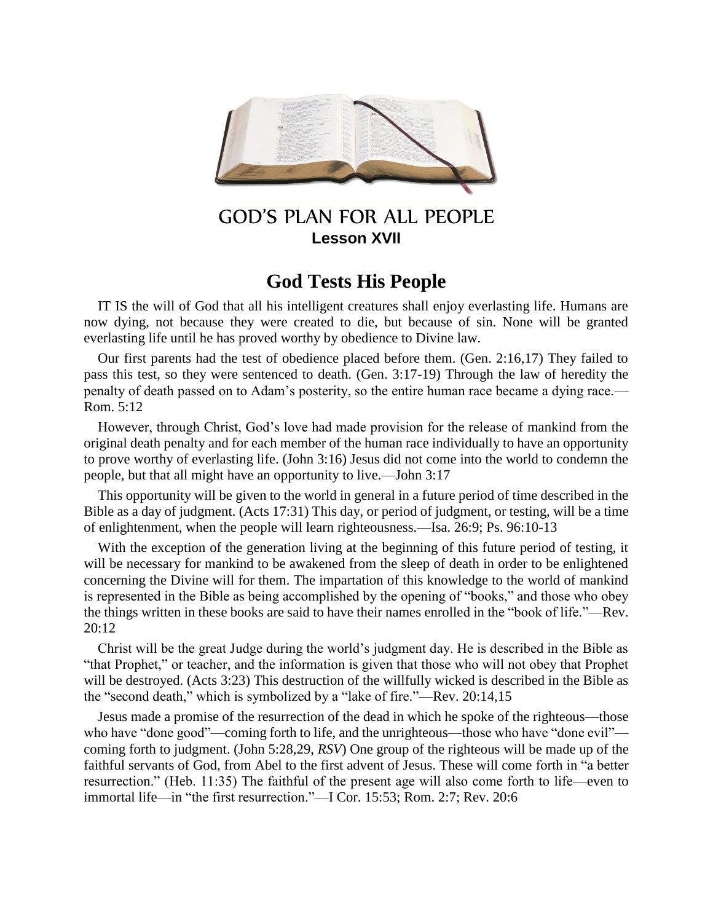## GOD'S PLAN FOR ALL PEOPLE

**Lesson XVII**

# God Tests His People

IT IS the will of God that all his intelligent creatures shall enjoy everlasting life. Humans are now dying, not because they were created to die, but because of sin. None will be granted everlasting life until he has proved worthy by obedience to Divine law.

Our first parents had the test of obedience placed before them. (Gen. 2:16,17) They failed to pass this test, so they were sentenced to death. (Gen. 3:17-19) Through the law of heredity the penalty of death passed on to Adam's posterity, so the entire human race became a dying race.—Rom. 5:12

However, through Christ, God's love had made provision for the release of mankind from the original death penalty and for each member of the human race individually to have an opportunity to prove worthy of everlasting life. (John 3:16) Jesus did not come into the world to condemn the people, but that all might have an opportunity to live.—John 3:17

This opportunity will be given to the world in general in a future period of time described in the Bible as a day of judgment. (Acts 17:31) This day, or period of judgment, or testing, will be a time of enlightenment, when the people will learn righteousness.—Isa. 26:9; Ps. 96:10-13

With the exception of the generation living at the beginning of this future period of testing, it will be necessary for mankind to be awakened from the sleep of death in order to be enlightened concerning the Divine will for them. The impartation of this knowledge to the world of mankind is represented in the Bible as being accomplished by the opening of "books," and those who obey the things written in these books are said to have their names enrolled in the "book of life."—Rev. 20:12

Christ will be the great Judge during the world's judgment day. He is described in the Bible as "that Prophet," or teacher, and the information is given that those who will not obey that Prophet will be destroyed. (Acts 3:23) This destruction of the willfully wicked is described in the Bible as the "second death," which is symbolized by a "lake of fire."—Rev. 20:14,15

Jesus made a promise of the resurrection of the dead in which he spoke of the righteous—those who have "done good"—coming forth to life, and the unrighteous—those who have "done evil"—coming forth to judgment. (John 5:28,29, *RSV*) One group of the righteous will be made up of the faithful servants of God, from Abel to the first advent of Jesus. These will come forth in "a better resurrection." (Heb. 11:35) The faithful of the present age will also come forth to life—even to immortal life—in "the first resurrection."—I Cor. 15:53; Rom. 2:7; Rev. 20:6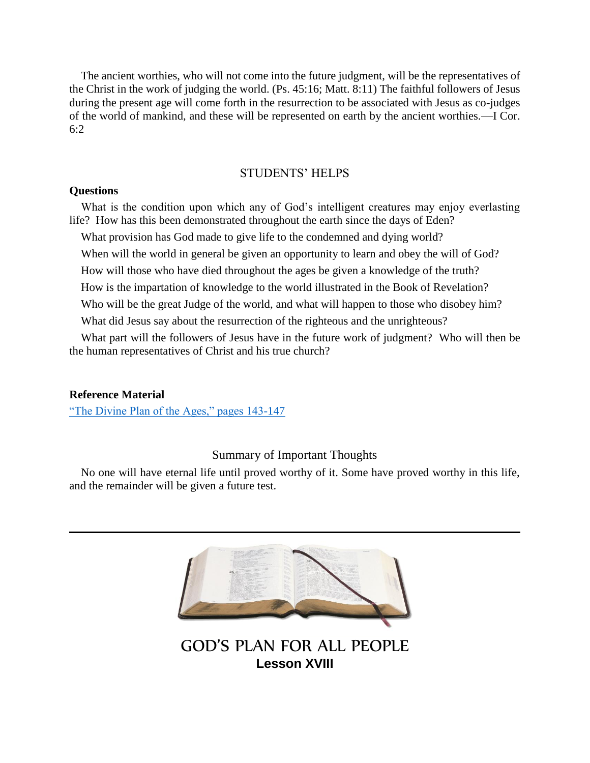The ancient worthies, who will not come into the future judgment, will be the representatives of the Christ in the work of judging the world. (Ps. 45:16; Matt. 8:11) The faithful followers of Jesus during the present age will come forth in the resurrection to be associated with Jesus as co-judges of the world of mankind, and these will be represented on earth by the ancient worthies.—I Cor. 6:2

## STUDENTS' HELPS

**Questions**

What is the condition upon which any of God's intelligent creatures may enjoy everlasting life? How has this been demonstrated throughout the earth since the days of Eden?

What provision has God made to give life to the condemned and dying world?

When will the world in general be given an opportunity to learn and obey the will of God?

How will those who have died throughout the ages be given a knowledge of the truth?

How is the impartation of knowledge to the world illustrated in the Book of Revelation?

Who will be the great Judge of the world, and what will happen to those who disobey him?

What did Jesus say about the resurrection of the righteous and the unrighteous?

What part will the followers of Jesus have in the future work of judgment? Who will then be the human representatives of Christ and his true church?

**Reference Material**

"The Divine Plan of the Ages," pages 143-147

## Summary of Important Thoughts

No one will have eternal life until proved worthy of it. Some have proved worthy in this life, and the remainder will be given a future test.

---

# GOD'S PLAN FOR ALL PEOPLE

**Lesson XVIII**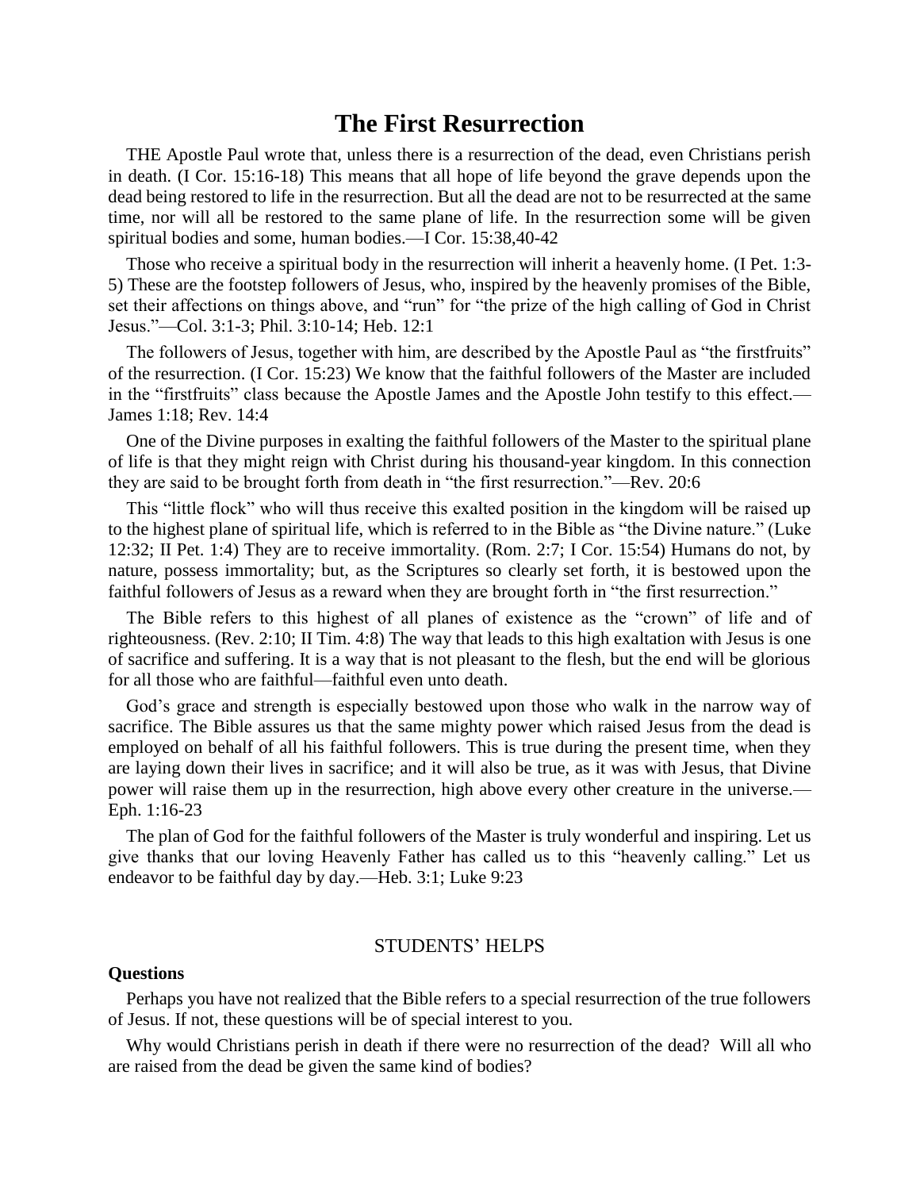# The First Resurrection

THE Apostle Paul wrote that, unless there is a resurrection of the dead, even Christians perish in death. (I Cor. 15:16-18) This means that all hope of life beyond the grave depends upon the dead being restored to life in the resurrection. But all the dead are not to be resurrected at the same time, nor will all be restored to the same plane of life. In the resurrection some will be given spiritual bodies and some, human bodies.—I Cor. 15:38,40-42

Those who receive a spiritual body in the resurrection will inherit a heavenly home. (I Pet. 1:3-5) These are the footstep followers of Jesus, who, inspired by the heavenly promises of the Bible, set their affections on things above, and "run" for "the prize of the high calling of God in Christ Jesus."—Col. 3:1-3; Phil. 3:10-14; Heb. 12:1

The followers of Jesus, together with him, are described by the Apostle Paul as "the firstfruits" of the resurrection. (I Cor. 15:23) We know that the faithful followers of the Master are included in the "firstfruits" class because the Apostle James and the Apostle John testify to this effect.—James 1:18; Rev. 14:4

One of the Divine purposes in exalting the faithful followers of the Master to the spiritual plane of life is that they might reign with Christ during his thousand-year kingdom. In this connection they are said to be brought forth from death in "the first resurrection."—Rev. 20:6

This "little flock" who will thus receive this exalted position in the kingdom will be raised up to the highest plane of spiritual life, which is referred to in the Bible as "the Divine nature." (Luke 12:32; II Pet. 1:4) They are to receive immortality. (Rom. 2:7; I Cor. 15:54) Humans do not, by nature, possess immortality; but, as the Scriptures so clearly set forth, it is bestowed upon the faithful followers of Jesus as a reward when they are brought forth in "the first resurrection."

The Bible refers to this highest of all planes of existence as the "crown" of life and of righteousness. (Rev. 2:10; II Tim. 4:8) The way that leads to this high exaltation with Jesus is one of sacrifice and suffering. It is a way that is not pleasant to the flesh, but the end will be glorious for all those who are faithful—faithful even unto death.

God's grace and strength is especially bestowed upon those who walk in the narrow way of sacrifice. The Bible assures us that the same mighty power which raised Jesus from the dead is employed on behalf of all his faithful followers. This is true during the present time, when they are laying down their lives in sacrifice; and it will also be true, as it was with Jesus, that Divine power will raise them up in the resurrection, high above every other creature in the universe.—Eph. 1:16-23

The plan of God for the faithful followers of the Master is truly wonderful and inspiring. Let us give thanks that our loving Heavenly Father has called us to this "heavenly calling." Let us endeavor to be faithful day by day.—Heb. 3:1; Luke 9:23

## STUDENTS' HELPS

**Questions**

Perhaps you have not realized that the Bible refers to a special resurrection of the true followers of Jesus. If not, these questions will be of special interest to you.

Why would Christians perish in death if there were no resurrection of the dead? Will all who are raised from the dead be given the same kind of bodies?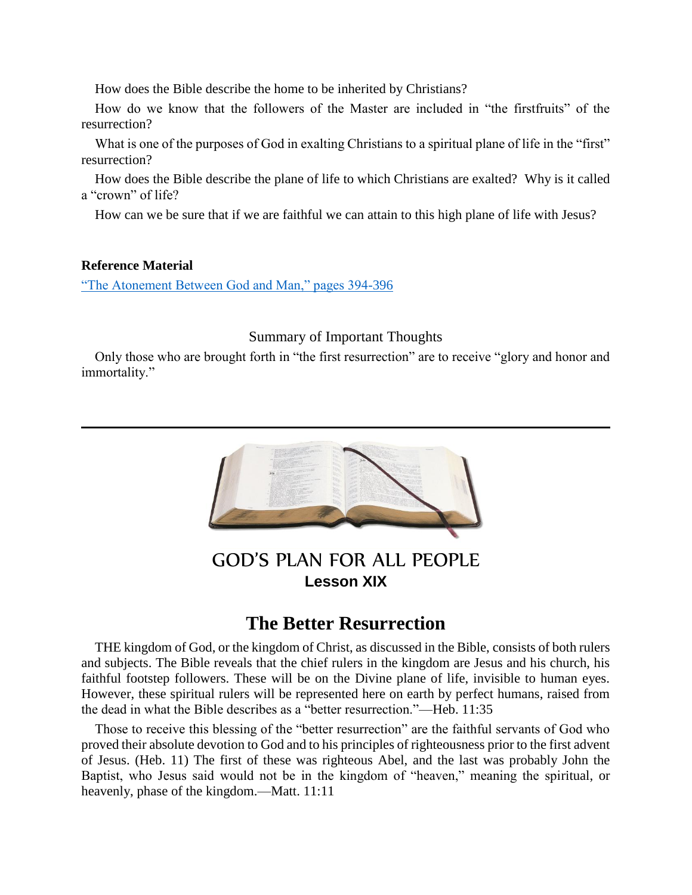How does the Bible describe the home to be inherited by Christians?

How do we know that the followers of the Master are included in "the firstfruits" of the resurrection?

What is one of the purposes of God in exalting Christians to a spiritual plane of life in the "first" resurrection?

How does the Bible describe the plane of life to which Christians are exalted? Why is it called a "crown" of life?

How can we be sure that if we are faithful we can attain to this high plane of life with Jesus?

**Reference Material**

"The Atonement Between God and Man," pages 394-396

Summary of Important Thoughts

Only those who are brought forth in "the first resurrection" are to receive "glory and honor and immortality."

---

GOD'S PLAN FOR ALL PEOPLE

**Lesson XIX**

## The Better Resurrection

THE kingdom of God, or the kingdom of Christ, as discussed in the Bible, consists of both rulers and subjects. The Bible reveals that the chief rulers in the kingdom are Jesus and his church, his faithful footstep followers. These will be on the Divine plane of life, invisible to human eyes. However, these spiritual rulers will be represented here on earth by perfect humans, raised from the dead in what the Bible describes as a "better resurrection."—Heb. 11:35

Those to receive this blessing of the "better resurrection" are the faithful servants of God who proved their absolute devotion to God and to his principles of righteousness prior to the first advent of Jesus. (Heb. 11) The first of these was righteous Abel, and the last was probably John the Baptist, who Jesus said would not be in the kingdom of "heaven," meaning the spiritual, or heavenly, phase of the kingdom.—Matt. 11:11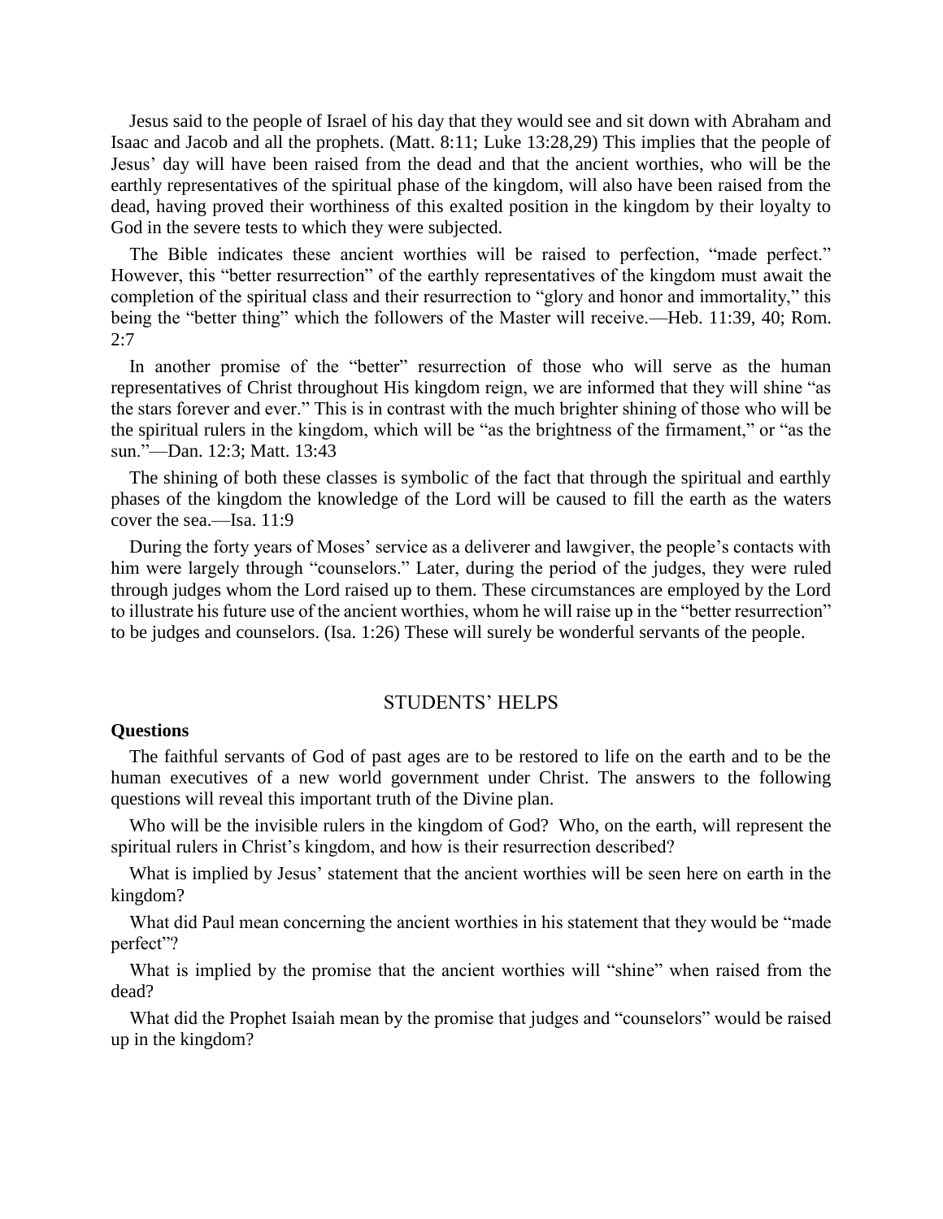Jesus said to the people of Israel of his day that they would see and sit down with Abraham and Isaac and Jacob and all the prophets. (Matt. 8:11; Luke 13:28,29) This implies that the people of Jesus' day will have been raised from the dead and that the ancient worthies, who will be the earthly representatives of the spiritual phase of the kingdom, will also have been raised from the dead, having proved their worthiness of this exalted position in the kingdom by their loyalty to God in the severe tests to which they were subjected.

The Bible indicates these ancient worthies will be raised to perfection, "made perfect." However, this "better resurrection" of the earthly representatives of the kingdom must await the completion of the spiritual class and their resurrection to "glory and honor and immortality," this being the "better thing" which the followers of the Master will receive.—Heb. 11:39, 40; Rom. 2:7

In another promise of the "better" resurrection of those who will serve as the human representatives of Christ throughout His kingdom reign, we are informed that they will shine "as the stars forever and ever." This is in contrast with the much brighter shining of those who will be the spiritual rulers in the kingdom, which will be "as the brightness of the firmament," or "as the sun."—Dan. 12:3; Matt. 13:43

The shining of both these classes is symbolic of the fact that through the spiritual and earthly phases of the kingdom the knowledge of the Lord will be caused to fill the earth as the waters cover the sea.—Isa. 11:9

During the forty years of Moses' service as a deliverer and lawgiver, the people's contacts with him were largely through "counselors." Later, during the period of the judges, they were ruled through judges whom the Lord raised up to them. These circumstances are employed by the Lord to illustrate his future use of the ancient worthies, whom he will raise up in the "better resurrection" to be judges and counselors. (Isa. 1:26) These will surely be wonderful servants of the people.

## STUDENTS' HELPS

**Questions**

The faithful servants of God of past ages are to be restored to life on the earth and to be the human executives of a new world government under Christ. The answers to the following questions will reveal this important truth of the Divine plan.

Who will be the invisible rulers in the kingdom of God? Who, on the earth, will represent the spiritual rulers in Christ's kingdom, and how is their resurrection described?

What is implied by Jesus' statement that the ancient worthies will be seen here on earth in the kingdom?

What did Paul mean concerning the ancient worthies in his statement that they would be "made perfect"?

What is implied by the promise that the ancient worthies will "shine" when raised from the dead?

What did the Prophet Isaiah mean by the promise that judges and "counselors" would be raised up in the kingdom?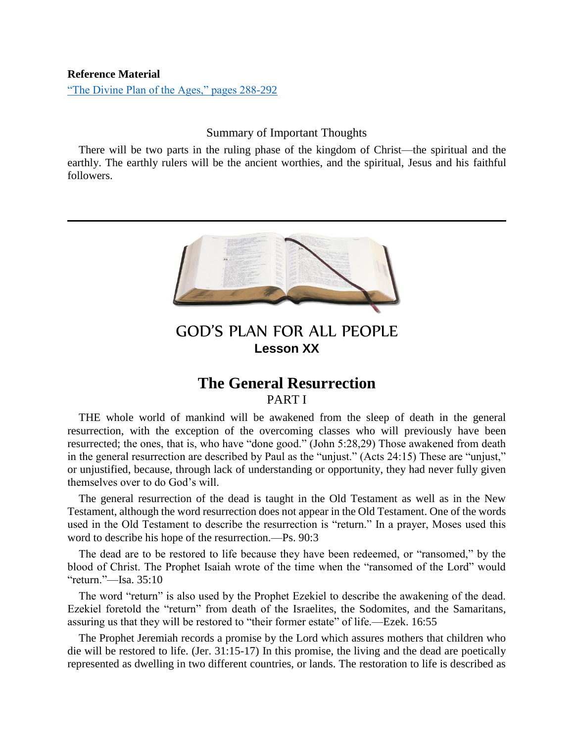**Reference Material**

[“The Divine Plan of the Ages,” pages 288-292]

Summary of Important Thoughts

There will be two parts in the ruling phase of the kingdom of Christ—the spiritual and the earthly. The earthly rulers will be the ancient worthies, and the spiritual, Jesus and his faithful followers.

---

# GOD’S PLAN FOR ALL PEOPLE

**Lesson XX**

## The General Resurrection

PART I

THE whole world of mankind will be awakened from the sleep of death in the general resurrection, with the exception of the overcoming classes who will previously have been resurrected; the ones, that is, who have “done good.” (John 5:28,29) Those awakened from death in the general resurrection are described by Paul as the “unjust.” (Acts 24:15) These are “unjust,” or unjustified, because, through lack of understanding or opportunity, they had never fully given themselves over to do God’s will.

The general resurrection of the dead is taught in the Old Testament as well as in the New Testament, although the word resurrection does not appear in the Old Testament. One of the words used in the Old Testament to describe the resurrection is “return.” In a prayer, Moses used this word to describe his hope of the resurrection.—Ps. 90:3

The dead are to be restored to life because they have been redeemed, or “ransomed,” by the blood of Christ. The Prophet Isaiah wrote of the time when the “ransomed of the Lord” would “return.”—Isa. 35:10

The word “return” is also used by the Prophet Ezekiel to describe the awakening of the dead. Ezekiel foretold the “return” from death of the Israelites, the Sodomites, and the Samaritans, assuring us that they will be restored to “their former estate” of life.—Ezek. 16:55

The Prophet Jeremiah records a promise by the Lord which assures mothers that children who die will be restored to life. (Jer. 31:15-17) In this promise, the living and the dead are poetically represented as dwelling in two different countries, or lands. The restoration to life is described as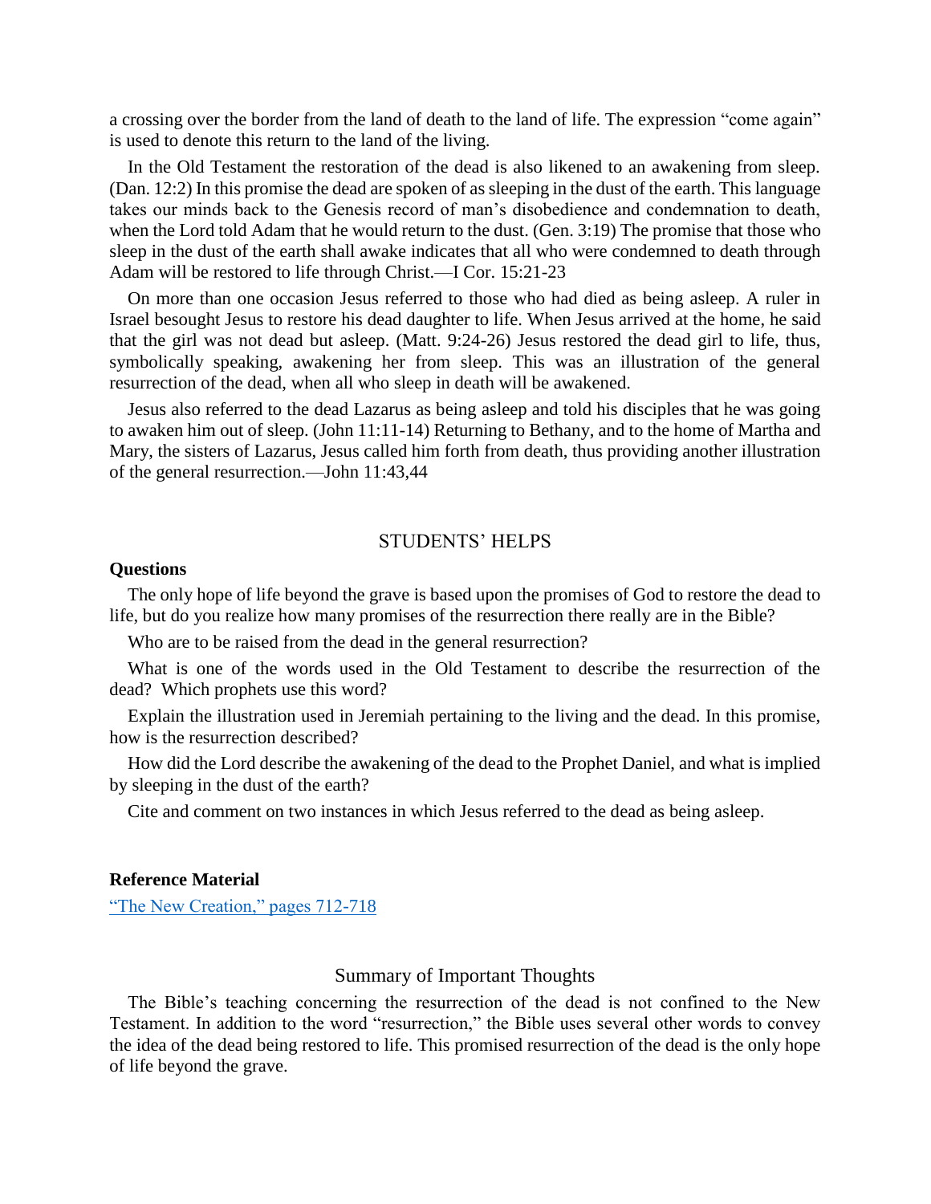a crossing over the border from the land of death to the land of life. The expression "come again" is used to denote this return to the land of the living.

In the Old Testament the restoration of the dead is also likened to an awakening from sleep. (Dan. 12:2) In this promise the dead are spoken of as sleeping in the dust of the earth. This language takes our minds back to the Genesis record of man's disobedience and condemnation to death, when the Lord told Adam that he would return to the dust. (Gen. 3:19) The promise that those who sleep in the dust of the earth shall awake indicates that all who were condemned to death through Adam will be restored to life through Christ.—I Cor. 15:21-23

On more than one occasion Jesus referred to those who had died as being asleep. A ruler in Israel besought Jesus to restore his dead daughter to life. When Jesus arrived at the home, he said that the girl was not dead but asleep. (Matt. 9:24-26) Jesus restored the dead girl to life, thus, symbolically speaking, awakening her from sleep. This was an illustration of the general resurrection of the dead, when all who sleep in death will be awakened.

Jesus also referred to the dead Lazarus as being asleep and told his disciples that he was going to awaken him out of sleep. (John 11:11-14) Returning to Bethany, and to the home of Martha and Mary, the sisters of Lazarus, Jesus called him forth from death, thus providing another illustration of the general resurrection.—John 11:43,44

## STUDENTS' HELPS

**Questions**

The only hope of life beyond the grave is based upon the promises of God to restore the dead to life, but do you realize how many promises of the resurrection there really are in the Bible?

Who are to be raised from the dead in the general resurrection?

What is one of the words used in the Old Testament to describe the resurrection of the dead? Which prophets use this word?

Explain the illustration used in Jeremiah pertaining to the living and the dead. In this promise, how is the resurrection described?

How did the Lord describe the awakening of the dead to the Prophet Daniel, and what is implied by sleeping in the dust of the earth?

Cite and comment on two instances in which Jesus referred to the dead as being asleep.

**Reference Material**

"The New Creation," pages 712-718

## Summary of Important Thoughts

The Bible's teaching concerning the resurrection of the dead is not confined to the New Testament. In addition to the word "resurrection," the Bible uses several other words to convey the idea of the dead being restored to life. This promised resurrection of the dead is the only hope of life beyond the grave.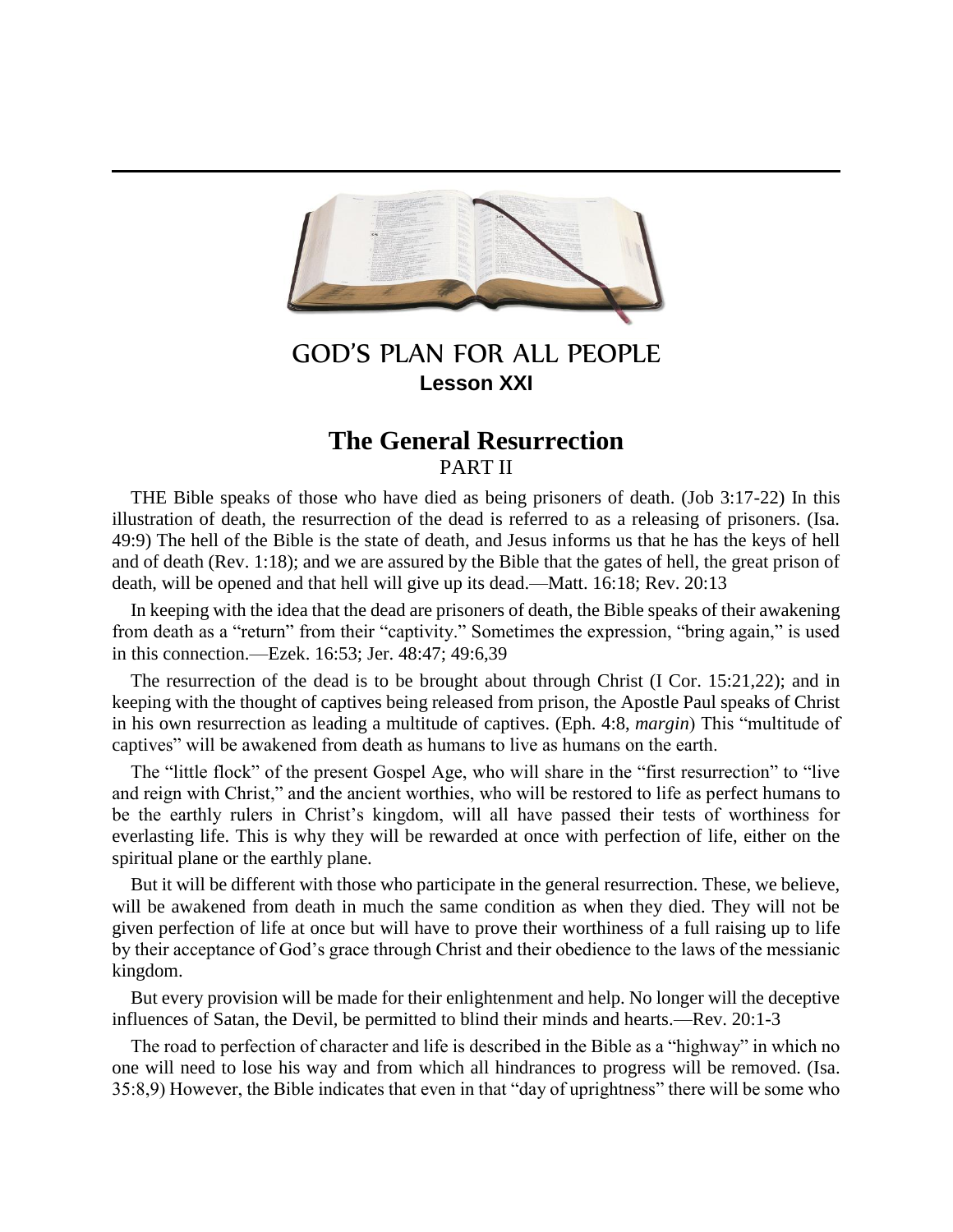GOD'S PLAN FOR ALL PEOPLE

**Lesson XXI**

## The General Resurrection

PART II

THE Bible speaks of those who have died as being prisoners of death. (Job 3:17-22) In this illustration of death, the resurrection of the dead is referred to as a releasing of prisoners. (Isa. 49:9) The hell of the Bible is the state of death, and Jesus informs us that he has the keys of hell and of death (Rev. 1:18); and we are assured by the Bible that the gates of hell, the great prison of death, will be opened and that hell will give up its dead.—Matt. 16:18; Rev. 20:13

In keeping with the idea that the dead are prisoners of death, the Bible speaks of their awakening from death as a "return" from their "captivity." Sometimes the expression, "bring again," is used in this connection.—Ezek. 16:53; Jer. 48:47; 49:6,39

The resurrection of the dead is to be brought about through Christ (I Cor. 15:21,22); and in keeping with the thought of captives being released from prison, the Apostle Paul speaks of Christ in his own resurrection as leading a multitude of captives. (Eph. 4:8, *margin*) This "multitude of captives" will be awakened from death as humans to live as humans on the earth.

The "little flock" of the present Gospel Age, who will share in the "first resurrection" to "live and reign with Christ," and the ancient worthies, who will be restored to life as perfect humans to be the earthly rulers in Christ's kingdom, will all have passed their tests of worthiness for everlasting life. This is why they will be rewarded at once with perfection of life, either on the spiritual plane or the earthly plane.

But it will be different with those who participate in the general resurrection. These, we believe, will be awakened from death in much the same condition as when they died. They will not be given perfection of life at once but will have to prove their worthiness of a full raising up to life by their acceptance of God's grace through Christ and their obedience to the laws of the messianic kingdom.

But every provision will be made for their enlightenment and help. No longer will the deceptive influences of Satan, the Devil, be permitted to blind their minds and hearts.—Rev. 20:1-3

The road to perfection of character and life is described in the Bible as a "highway" in which no one will need to lose his way and from which all hindrances to progress will be removed. (Isa. 35:8,9) However, the Bible indicates that even in that "day of uprightness" there will be some who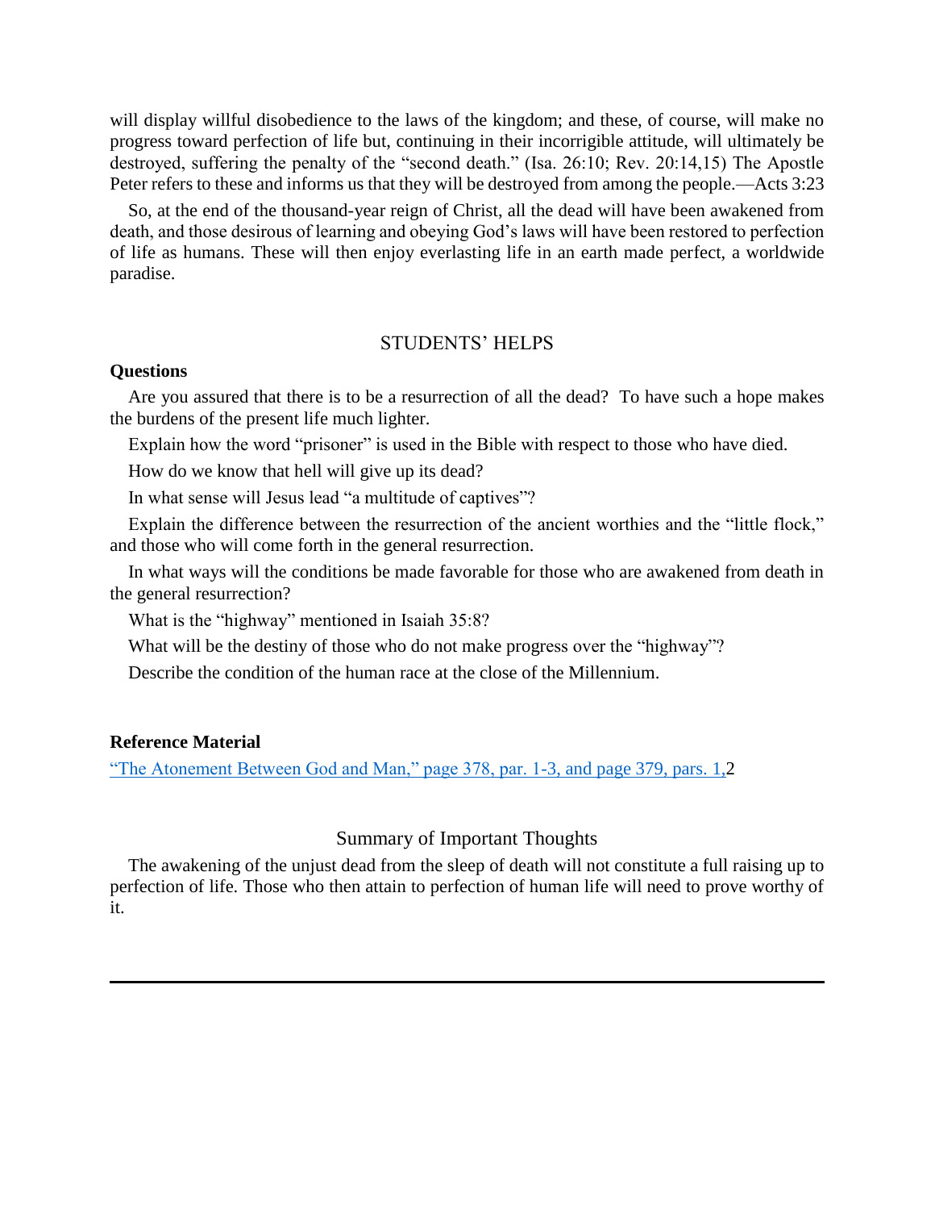will display willful disobedience to the laws of the kingdom; and these, of course, will make no progress toward perfection of life but, continuing in their incorrigible attitude, will ultimately be destroyed, suffering the penalty of the "second death." (Isa. 26:10; Rev. 20:14,15) The Apostle Peter refers to these and informs us that they will be destroyed from among the people.—Acts 3:23

So, at the end of the thousand-year reign of Christ, all the dead will have been awakened from death, and those desirous of learning and obeying God's laws will have been restored to perfection of life as humans. These will then enjoy everlasting life in an earth made perfect, a worldwide paradise.

## STUDENTS' HELPS

**Questions**

Are you assured that there is to be a resurrection of all the dead? To have such a hope makes the burdens of the present life much lighter.

Explain how the word "prisoner" is used in the Bible with respect to those who have died.

How do we know that hell will give up its dead?

In what sense will Jesus lead "a multitude of captives"?

Explain the difference between the resurrection of the ancient worthies and the "little flock," and those who will come forth in the general resurrection.

In what ways will the conditions be made favorable for those who are awakened from death in the general resurrection?

What is the "highway" mentioned in Isaiah 35:8?

What will be the destiny of those who do not make progress over the "highway"?

Describe the condition of the human race at the close of the Millennium.

**Reference Material**

"The Atonement Between God and Man," page 378, par. 1-3, and page 379, pars. 1,2

## Summary of Important Thoughts

The awakening of the unjust dead from the sleep of death will not constitute a full raising up to perfection of life. Those who then attain to perfection of human life will need to prove worthy of it.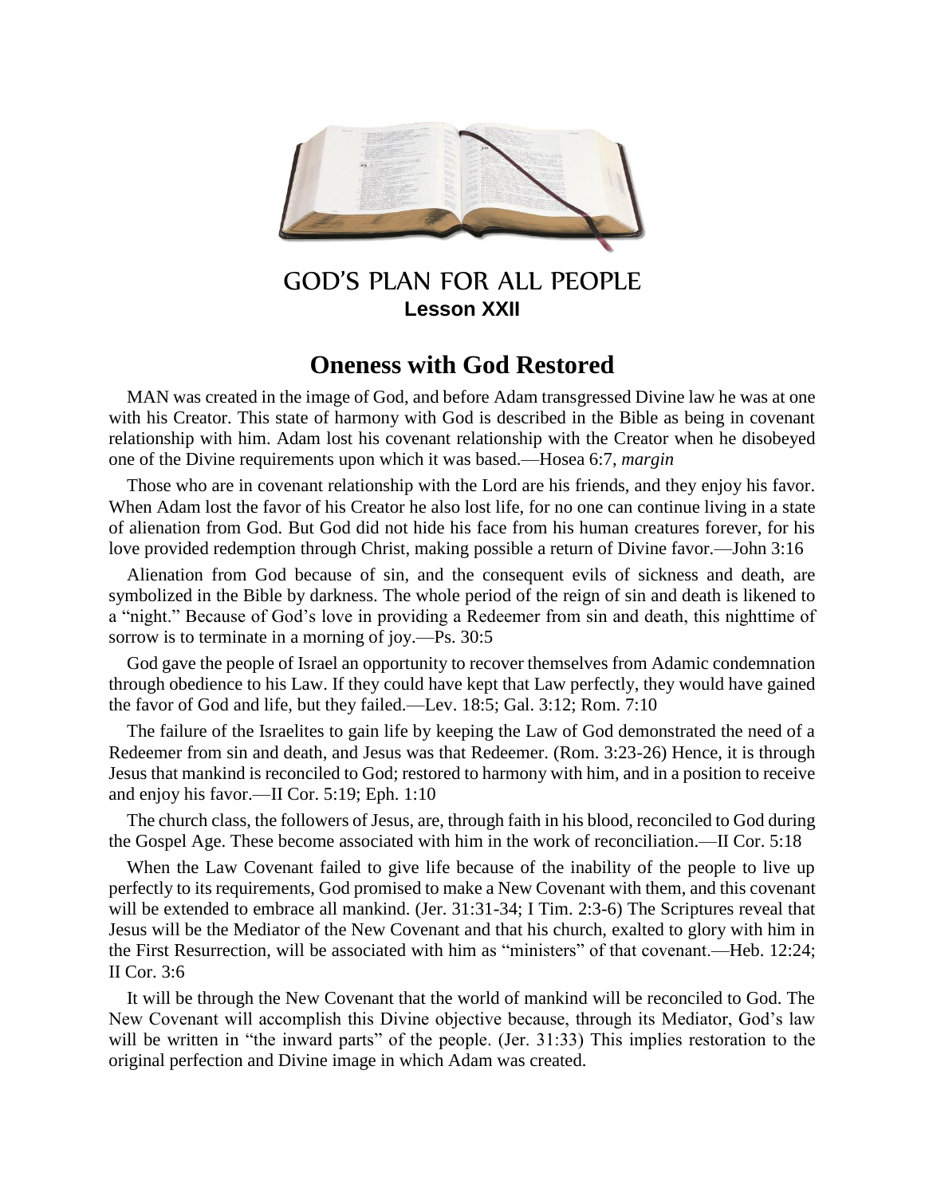# GOD'S PLAN FOR ALL PEOPLE

**Lesson XXII**

## Oneness with God Restored

MAN was created in the image of God, and before Adam transgressed Divine law he was at one with his Creator. This state of harmony with God is described in the Bible as being in covenant relationship with him. Adam lost his covenant relationship with the Creator when he disobeyed one of the Divine requirements upon which it was based.—Hosea 6:7, *margin*

Those who are in covenant relationship with the Lord are his friends, and they enjoy his favor. When Adam lost the favor of his Creator he also lost life, for no one can continue living in a state of alienation from God. But God did not hide his face from his human creatures forever, for his love provided redemption through Christ, making possible a return of Divine favor.—John 3:16

Alienation from God because of sin, and the consequent evils of sickness and death, are symbolized in the Bible by darkness. The whole period of the reign of sin and death is likened to a "night." Because of God's love in providing a Redeemer from sin and death, this nighttime of sorrow is to terminate in a morning of joy.—Ps. 30:5

God gave the people of Israel an opportunity to recover themselves from Adamic condemnation through obedience to his Law. If they could have kept that Law perfectly, they would have gained the favor of God and life, but they failed.—Lev. 18:5; Gal. 3:12; Rom. 7:10

The failure of the Israelites to gain life by keeping the Law of God demonstrated the need of a Redeemer from sin and death, and Jesus was that Redeemer. (Rom. 3:23-26) Hence, it is through Jesus that mankind is reconciled to God; restored to harmony with him, and in a position to receive and enjoy his favor.—II Cor. 5:19; Eph. 1:10

The church class, the followers of Jesus, are, through faith in his blood, reconciled to God during the Gospel Age. These become associated with him in the work of reconciliation.—II Cor. 5:18

When the Law Covenant failed to give life because of the inability of the people to live up perfectly to its requirements, God promised to make a New Covenant with them, and this covenant will be extended to embrace all mankind. (Jer. 31:31-34; I Tim. 2:3-6) The Scriptures reveal that Jesus will be the Mediator of the New Covenant and that his church, exalted to glory with him in the First Resurrection, will be associated with him as "ministers" of that covenant.—Heb. 12:24; II Cor. 3:6

It will be through the New Covenant that the world of mankind will be reconciled to God. The New Covenant will accomplish this Divine objective because, through its Mediator, God's law will be written in "the inward parts" of the people. (Jer. 31:33) This implies restoration to the original perfection and Divine image in which Adam was created.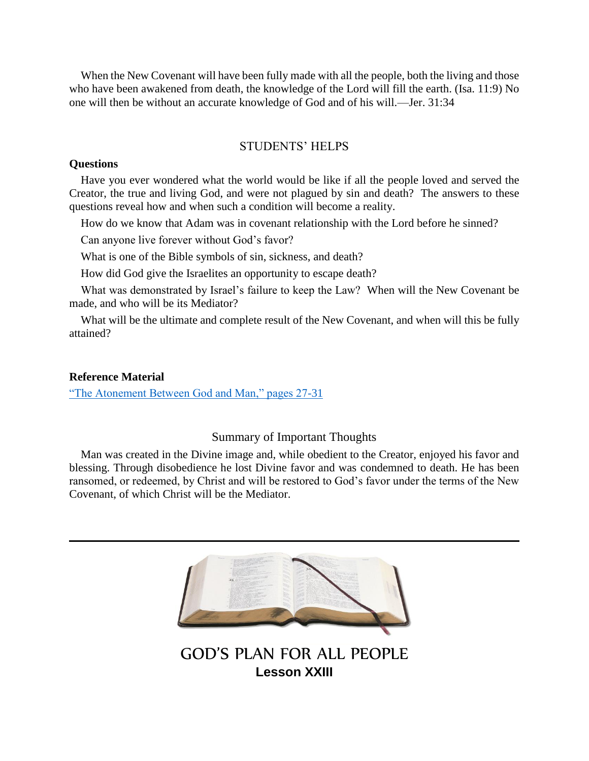When the New Covenant will have been fully made with all the people, both the living and those who have been awakened from death, the knowledge of the Lord will fill the earth. (Isa. 11:9) No one will then be without an accurate knowledge of God and of his will.—Jer. 31:34

## STUDENTS' HELPS

**Questions**

Have you ever wondered what the world would be like if all the people loved and served the Creator, the true and living God, and were not plagued by sin and death? The answers to these questions reveal how and when such a condition will become a reality.

How do we know that Adam was in covenant relationship with the Lord before he sinned?

Can anyone live forever without God's favor?

What is one of the Bible symbols of sin, sickness, and death?

How did God give the Israelites an opportunity to escape death?

What was demonstrated by Israel's failure to keep the Law? When will the New Covenant be made, and who will be its Mediator?

What will be the ultimate and complete result of the New Covenant, and when will this be fully attained?

**Reference Material**

"The Atonement Between God and Man," pages 27-31

## Summary of Important Thoughts

Man was created in the Divine image and, while obedient to the Creator, enjoyed his favor and blessing. Through disobedience he lost Divine favor and was condemned to death. He has been ransomed, or redeemed, by Christ and will be restored to God's favor under the terms of the New Covenant, of which Christ will be the Mediator.

---

# GOD'S PLAN FOR ALL PEOPLE

**Lesson XXIII**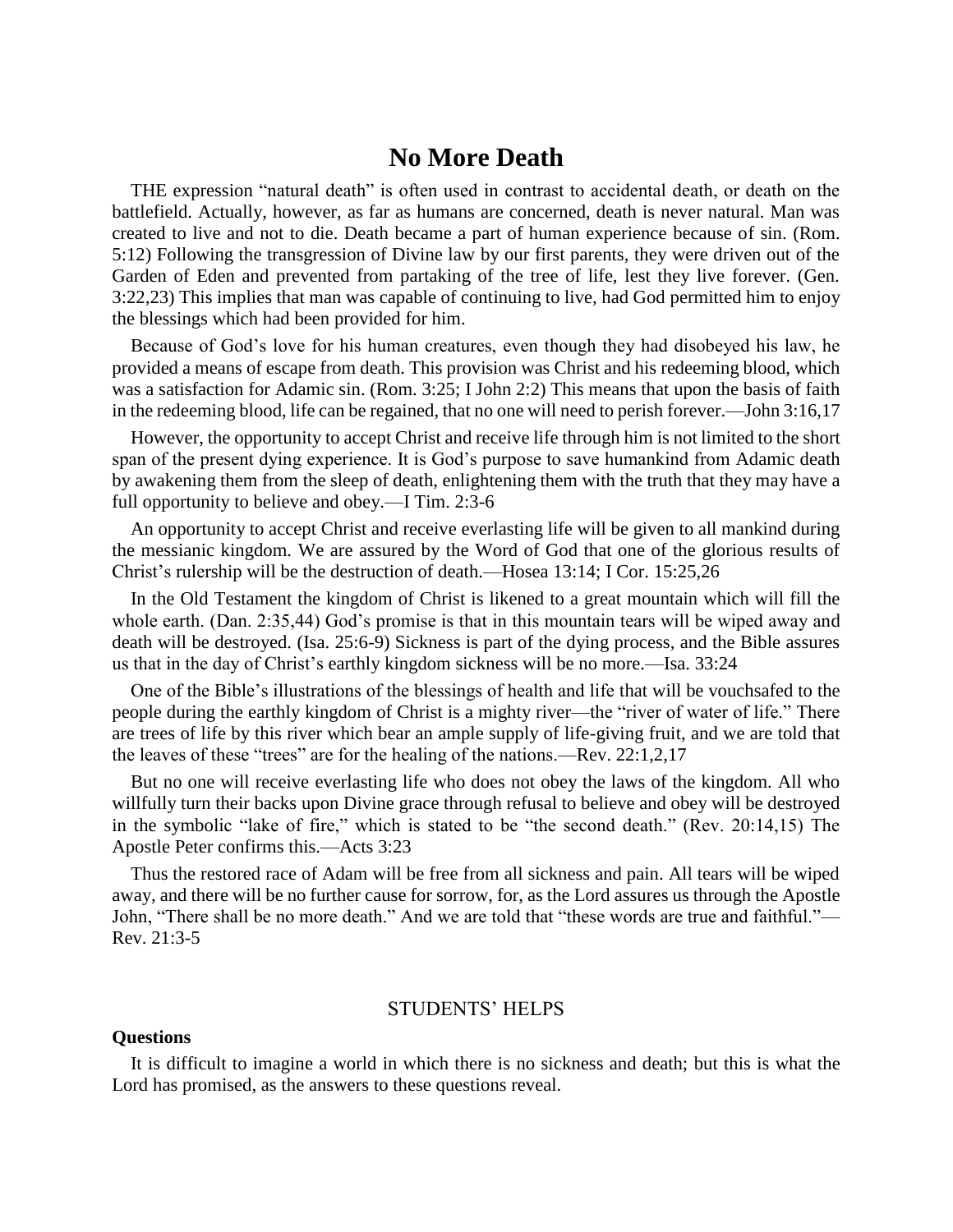# No More Death

THE expression "natural death" is often used in contrast to accidental death, or death on the battlefield. Actually, however, as far as humans are concerned, death is never natural. Man was created to live and not to die. Death became a part of human experience because of sin. (Rom. 5:12) Following the transgression of Divine law by our first parents, they were driven out of the Garden of Eden and prevented from partaking of the tree of life, lest they live forever. (Gen. 3:22,23) This implies that man was capable of continuing to live, had God permitted him to enjoy the blessings which had been provided for him.

Because of God's love for his human creatures, even though they had disobeyed his law, he provided a means of escape from death. This provision was Christ and his redeeming blood, which was a satisfaction for Adamic sin. (Rom. 3:25; I John 2:2) This means that upon the basis of faith in the redeeming blood, life can be regained, that no one will need to perish forever.—John 3:16,17

However, the opportunity to accept Christ and receive life through him is not limited to the short span of the present dying experience. It is God's purpose to save humankind from Adamic death by awakening them from the sleep of death, enlightening them with the truth that they may have a full opportunity to believe and obey.—I Tim. 2:3-6

An opportunity to accept Christ and receive everlasting life will be given to all mankind during the messianic kingdom. We are assured by the Word of God that one of the glorious results of Christ's rulership will be the destruction of death.—Hosea 13:14; I Cor. 15:25,26

In the Old Testament the kingdom of Christ is likened to a great mountain which will fill the whole earth. (Dan. 2:35,44) God's promise is that in this mountain tears will be wiped away and death will be destroyed. (Isa. 25:6-9) Sickness is part of the dying process, and the Bible assures us that in the day of Christ's earthly kingdom sickness will be no more.—Isa. 33:24

One of the Bible's illustrations of the blessings of health and life that will be vouchsafed to the people during the earthly kingdom of Christ is a mighty river—the "river of water of life." There are trees of life by this river which bear an ample supply of life-giving fruit, and we are told that the leaves of these "trees" are for the healing of the nations.—Rev. 22:1,2,17

But no one will receive everlasting life who does not obey the laws of the kingdom. All who willfully turn their backs upon Divine grace through refusal to believe and obey will be destroyed in the symbolic "lake of fire," which is stated to be "the second death." (Rev. 20:14,15) The Apostle Peter confirms this.—Acts 3:23

Thus the restored race of Adam will be free from all sickness and pain. All tears will be wiped away, and there will be no further cause for sorrow, for, as the Lord assures us through the Apostle John, "There shall be no more death." And we are told that "these words are true and faithful."—Rev. 21:3-5

## STUDENTS' HELPS

**Questions**

It is difficult to imagine a world in which there is no sickness and death; but this is what the Lord has promised, as the answers to these questions reveal.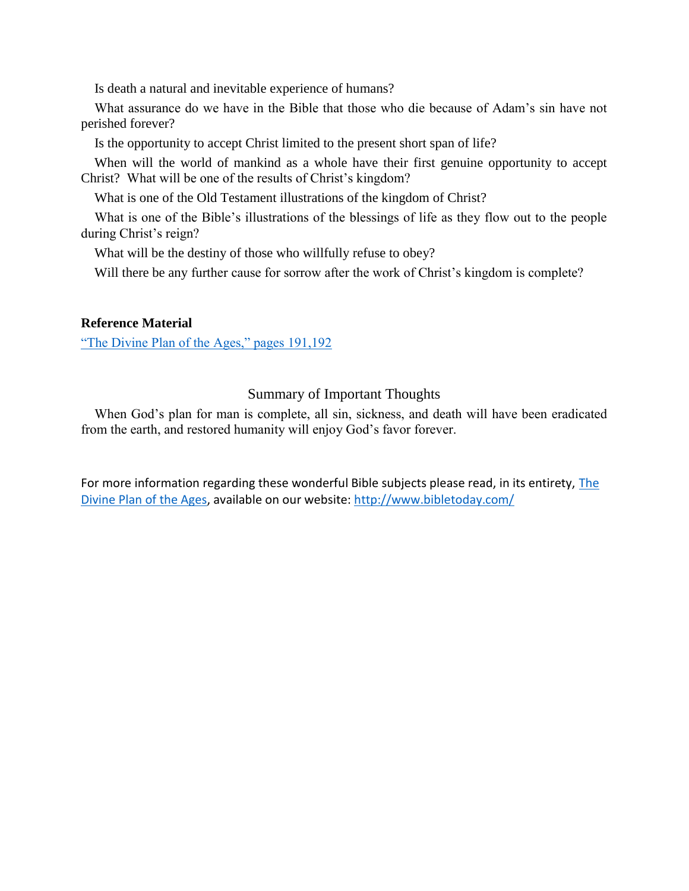Is death a natural and inevitable experience of humans?

What assurance do we have in the Bible that those who die because of Adam's sin have not perished forever?

Is the opportunity to accept Christ limited to the present short span of life?

When will the world of mankind as a whole have their first genuine opportunity to accept Christ? What will be one of the results of Christ's kingdom?

What is one of the Old Testament illustrations of the kingdom of Christ?

What is one of the Bible's illustrations of the blessings of life as they flow out to the people during Christ's reign?

What will be the destiny of those who willfully refuse to obey?

Will there be any further cause for sorrow after the work of Christ's kingdom is complete?

**Reference Material**

"The Divine Plan of the Ages," pages 191,192

## Summary of Important Thoughts

When God's plan for man is complete, all sin, sickness, and death will have been eradicated from the earth, and restored humanity will enjoy God's favor forever.

For more information regarding these wonderful Bible subjects please read, in its entirety, The Divine Plan of the Ages, available on our website: http://www.bibletoday.com/